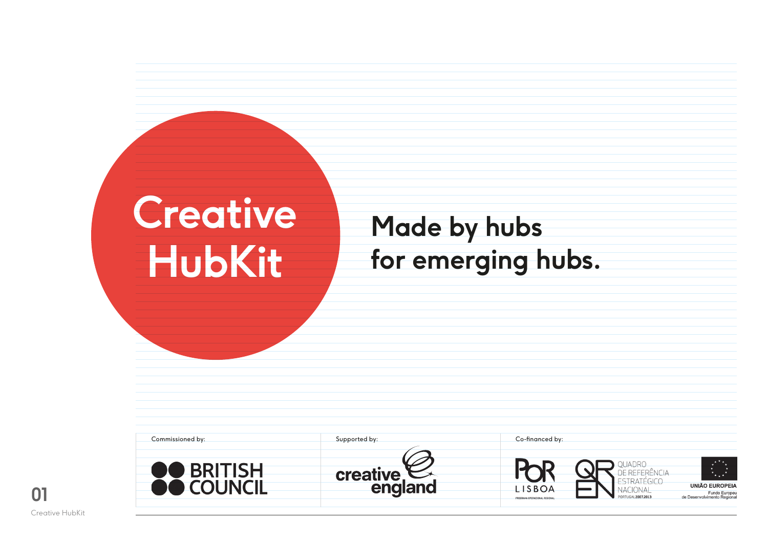# Creative HubKit

## Made by hubs for emerging hubs.

Commissioned by:

BRITISH COUNCIL

Supported by:

creative england

Co-financed by:

POR LISBOA
PROGRAMA OPERACIONAL REGIONAL

QREN
QUADRO DE REFERÊNCIA ESTRATÉGICO NACIONAL
PORTUGAL 2007.2013

UNIÃO EUROPEIA
Fundo Europeu de Desenvolvimento Regional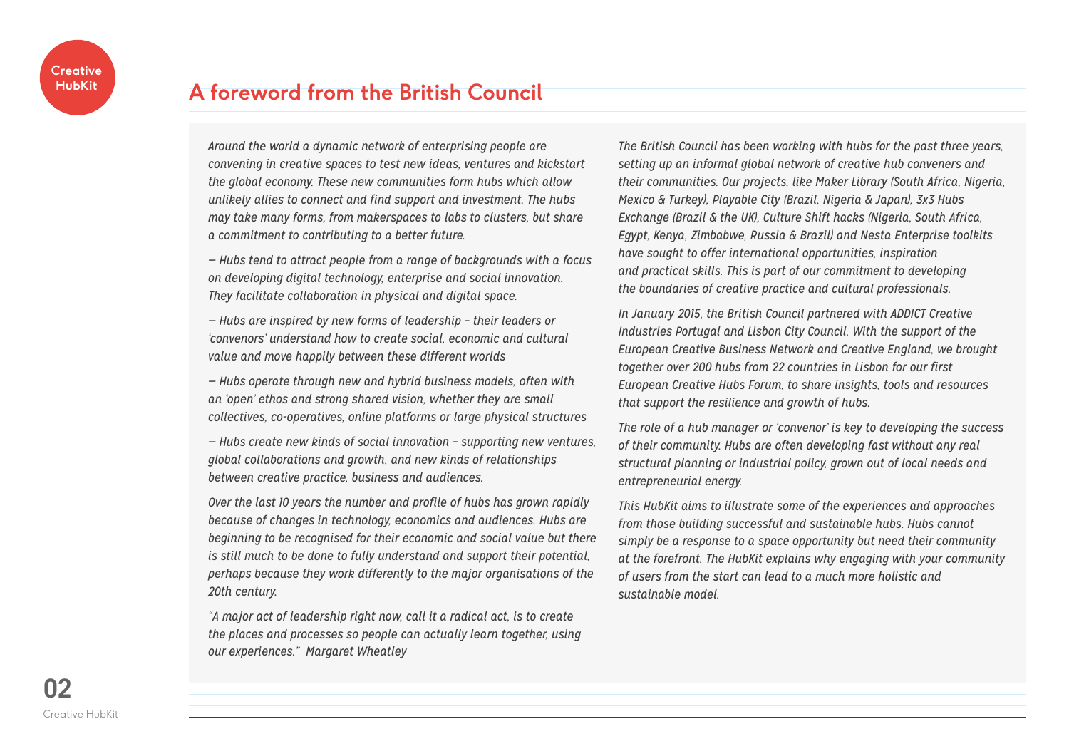## A foreword from the British Council

*Around the world a dynamic network of enterprising people are convening in creative spaces to test new ideas, ventures and kickstart the global economy. These new communities form hubs which allow unlikely allies to connect and find support and investment. The hubs may take many forms, from makerspaces to labs to clusters, but share a commitment to contributing to a better future.*

*— Hubs tend to attract people from a range of backgrounds with a focus on developing digital technology, enterprise and social innovation. They facilitate collaboration in physical and digital space.*

*— Hubs are inspired by new forms of leadership – their leaders or 'convenors' understand how to create social, economic and cultural value and move happily between these different worlds*

*— Hubs operate through new and hybrid business models, often with an 'open' ethos and strong shared vision, whether they are small collectives, co-operatives, online platforms or large physical structures*

*— Hubs create new kinds of social innovation – supporting new ventures, global collaborations and growth, and new kinds of relationships between creative practice, business and audiences.*

*Over the last 10 years the number and profile of hubs has grown rapidly because of changes in technology, economics and audiences. Hubs are beginning to be recognised for their economic and social value but there is still much to be done to fully understand and support their potential, perhaps because they work differently to the major organisations of the 20th century.*

*"A major act of leadership right now, call it a radical act, is to create the places and processes so people can actually learn together, using our experiences." Margaret Wheatley*

*The British Council has been working with hubs for the past three years, setting up an informal global network of creative hub conveners and their communities. Our projects, like Maker Library (South Africa, Nigeria, Mexico & Turkey), Playable City (Brazil, Nigeria & Japan), 3x3 Hubs Exchange (Brazil & the UK), Culture Shift hacks (Nigeria, South Africa, Egypt, Kenya, Zimbabwe, Russia & Brazil) and Nesta Enterprise toolkits have sought to offer international opportunities, inspiration and practical skills. This is part of our commitment to developing the boundaries of creative practice and cultural professionals.*

*In January 2015, the British Council partnered with ADDICT Creative Industries Portugal and Lisbon City Council. With the support of the European Creative Business Network and Creative England, we brought together over 200 hubs from 22 countries in Lisbon for our first European Creative Hubs Forum, to share insights, tools and resources that support the resilience and growth of hubs.*

*The role of a hub manager or 'convenor' is key to developing the success of their community. Hubs are often developing fast without any real structural planning or industrial policy, grown out of local needs and entrepreneurial energy.*

*This HubKit aims to illustrate some of the experiences and approaches from those building successful and sustainable hubs. Hubs cannot simply be a response to a space opportunity but need their community at the forefront. The HubKit explains why engaging with your community of users from the start can lead to a much more holistic and sustainable model.*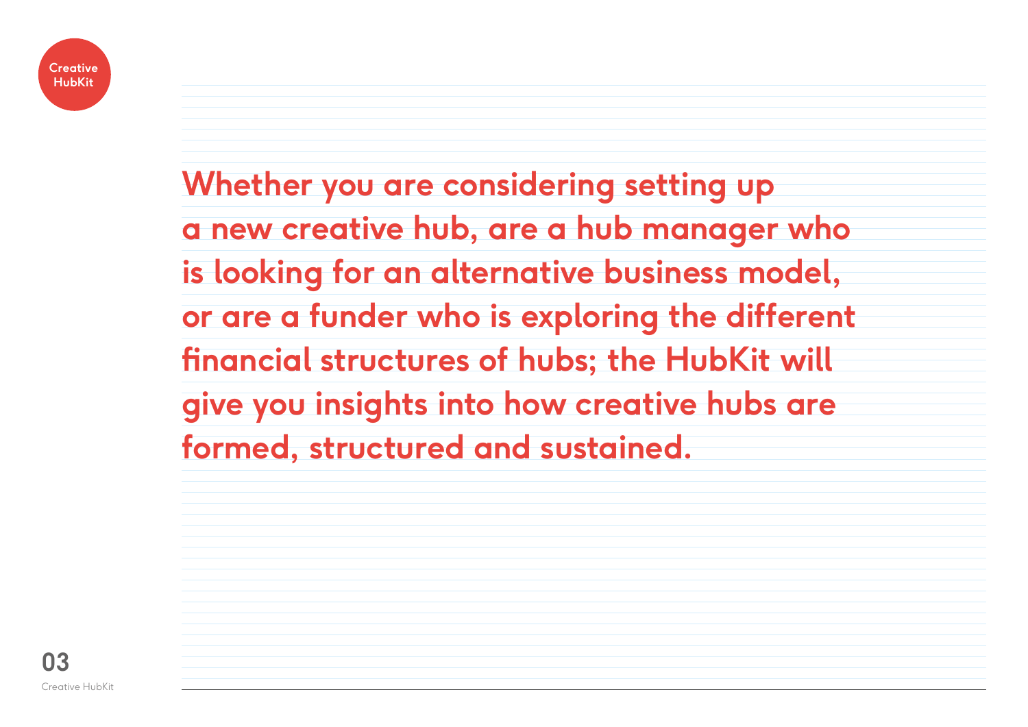**Whether you are considering setting up a new creative hub, are a hub manager who is looking for an alternative business model, or are a funder who is exploring the different financial structures of hubs; the HubKit will give you insights into how creative hubs are formed, structured and sustained.**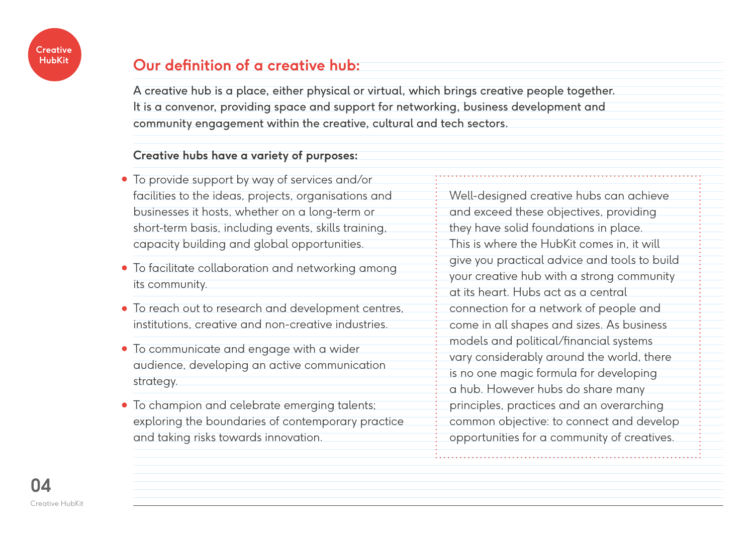## Our definition of a creative hub:

**A creative hub is a place, either physical or virtual, which brings creative people together. It is a convenor, providing space and support for networking, business development and community engagement within the creative, cultural and tech sectors.**

**Creative hubs have a variety of purposes:**

- To provide support by way of services and/or facilities to the ideas, projects, organisations and businesses it hosts, whether on a long-term or short-term basis, including events, skills training, capacity building and global opportunities.
- To facilitate collaboration and networking among its community.
- To reach out to research and development centres, institutions, creative and non-creative industries.
- To communicate and engage with a wider audience, developing an active communication strategy.
- To champion and celebrate emerging talents; exploring the boundaries of contemporary practice and taking risks towards innovation.

Well-designed creative hubs can achieve and exceed these objectives, providing they have solid foundations in place. This is where the HubKit comes in, it will give you practical advice and tools to build your creative hub with a strong community at its heart. Hubs act as a central connection for a network of people and come in all shapes and sizes. As business models and political/financial systems vary considerably around the world, there is no one magic formula for developing a hub. However hubs do share many principles, practices and an overarching common objective: to connect and develop opportunities for a community of creatives.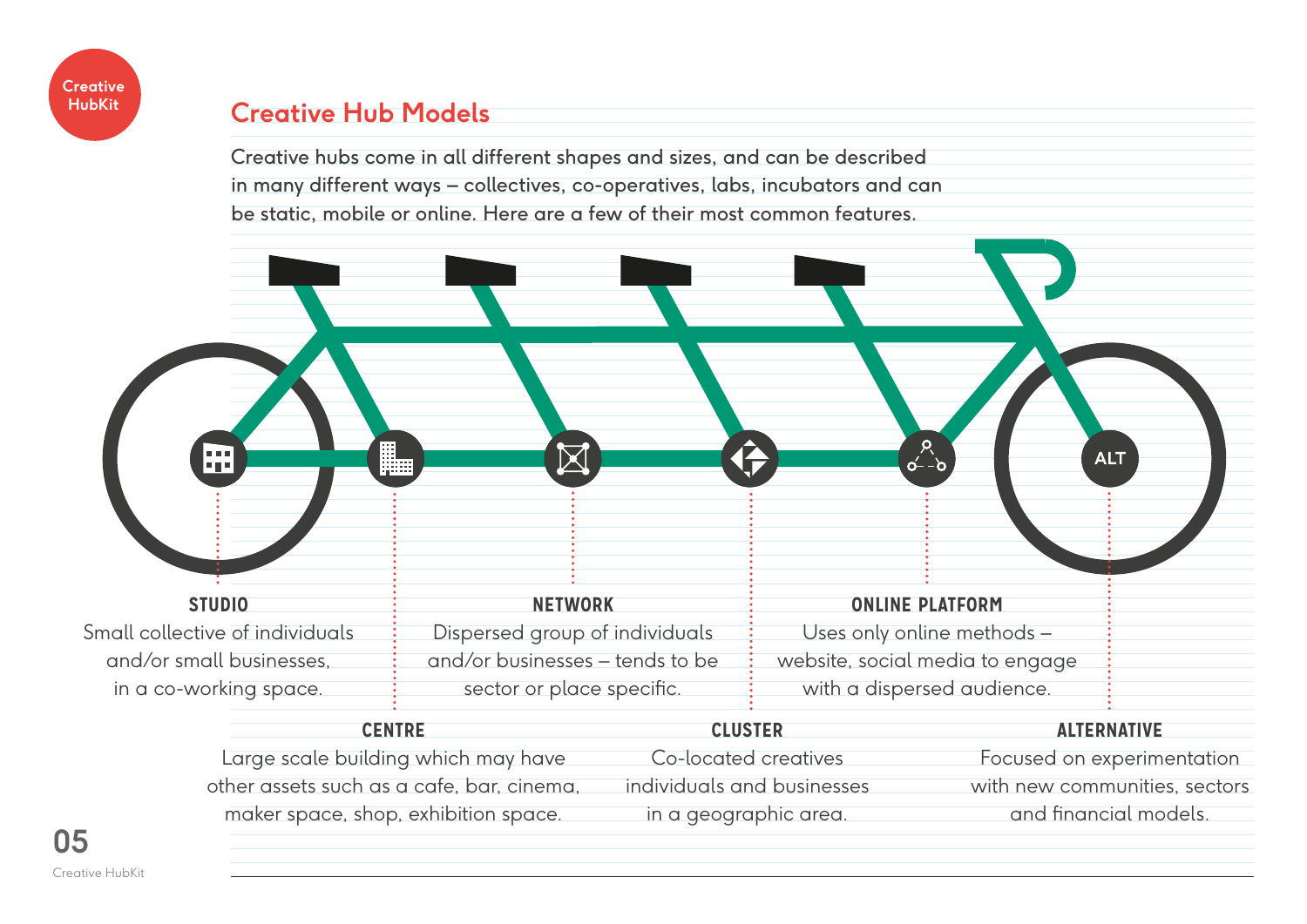# Creative Hub Models

Creative hubs come in all different shapes and sizes, and can be described in many different ways – collectives, co-operatives, labs, incubators and can be static, mobile or online. Here are a few of their most common features.

**STUDIO**
Small collective of individuals and/or small businesses, in a co-working space.

**CENTRE**
Large scale building which may have other assets such as a cafe, bar, cinema, maker space, shop, exhibition space.

**NETWORK**
Dispersed group of individuals and/or businesses – tends to be sector or place specific.

**CLUSTER**
Co-located creatives individuals and businesses in a geographic area.

**ONLINE PLATFORM**
Uses only online methods – website, social media to engage with a dispersed audience.

**ALTERNATIVE**
Focused on experimentation with new communities, sectors and financial models.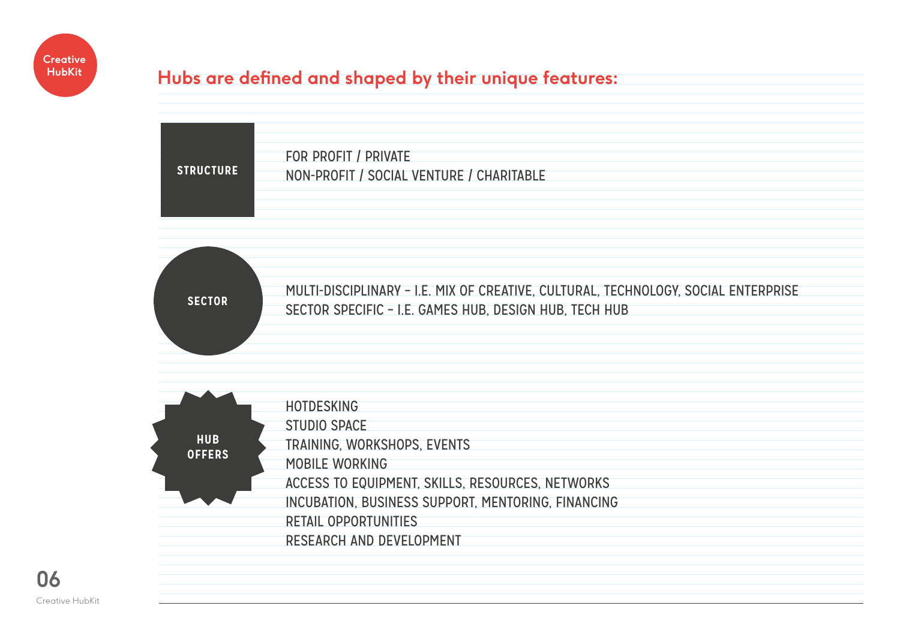## Hubs are defined and shaped by their unique features:

**STRUCTURE**

FOR PROFIT / PRIVATE
NON-PROFIT / SOCIAL VENTURE / CHARITABLE

**SECTOR**

MULTI-DISCIPLINARY – I.E. MIX OF CREATIVE, CULTURAL, TECHNOLOGY, SOCIAL ENTERPRISE
SECTOR SPECIFIC – I.E. GAMES HUB, DESIGN HUB, TECH HUB

**HUB OFFERS**

HOTDESKING
STUDIO SPACE
TRAINING, WORKSHOPS, EVENTS
MOBILE WORKING
ACCESS TO EQUIPMENT, SKILLS, RESOURCES, NETWORKS
INCUBATION, BUSINESS SUPPORT, MENTORING, FINANCING
RETAIL OPPORTUNITIES
RESEARCH AND DEVELOPMENT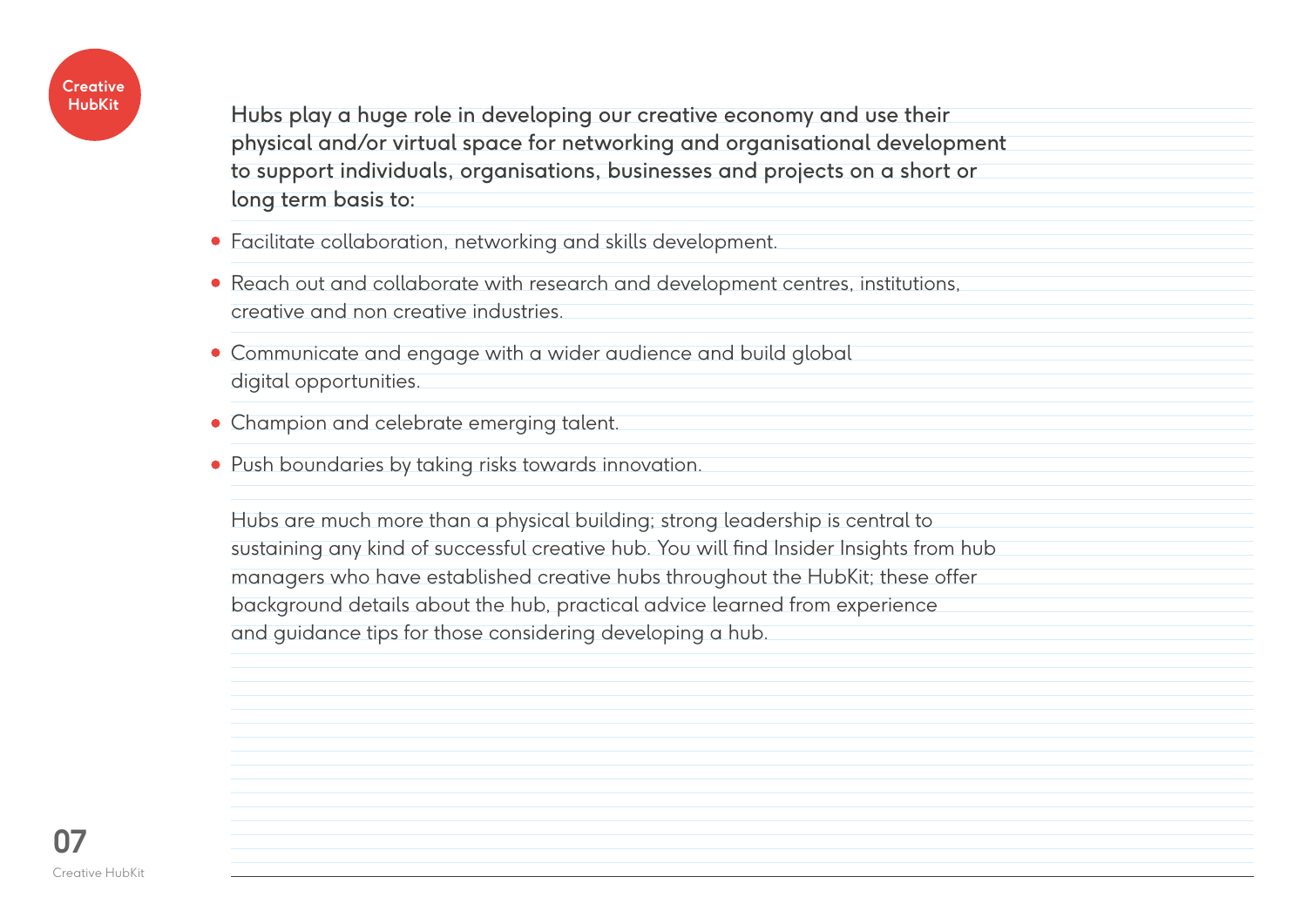**Hubs play a huge role in developing our creative economy and use their physical and/or virtual space for networking and organisational development to support individuals, organisations, businesses and projects on a short or long term basis to:**

- Facilitate collaboration, networking and skills development.
- Reach out and collaborate with research and development centres, institutions, creative and non creative industries.
- Communicate and engage with a wider audience and build global digital opportunities.
- Champion and celebrate emerging talent.
- Push boundaries by taking risks towards innovation.

Hubs are much more than a physical building; strong leadership is central to sustaining any kind of successful creative hub. You will find Insider Insights from hub managers who have established creative hubs throughout the HubKit; these offer background details about the hub, practical advice learned from experience and guidance tips for those considering developing a hub.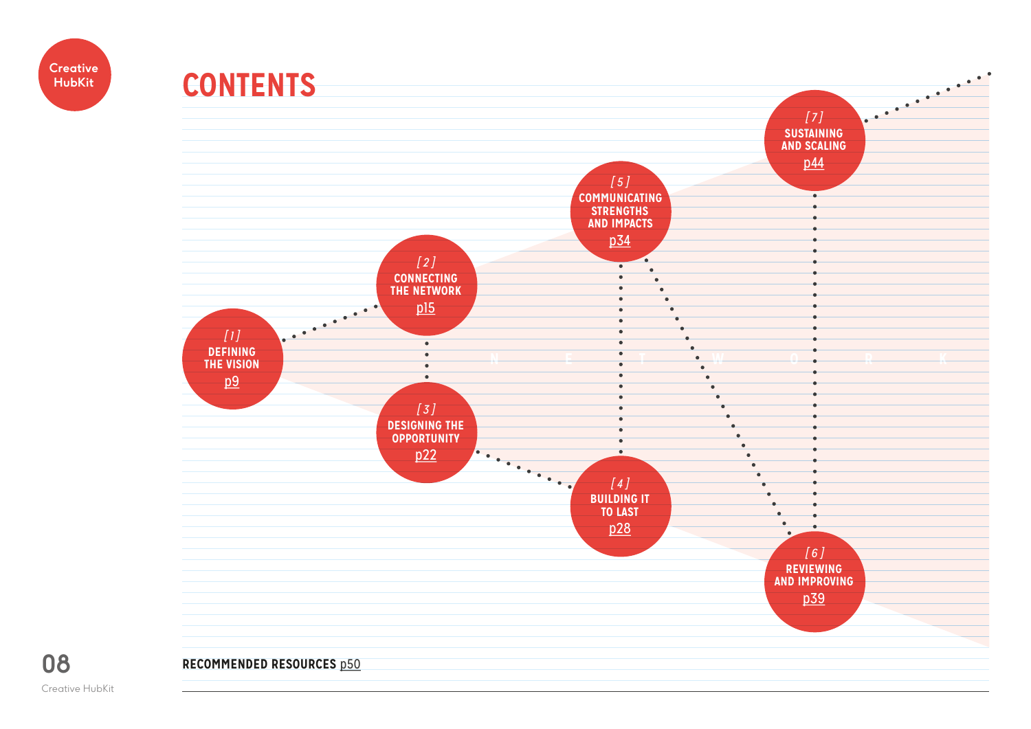# CONTENTS

[1] DEFINING THE VISION p9

[2] CONNECTING THE NETWORK p15

[3] DESIGNING THE OPPORTUNITY p22

[4] BUILDING IT TO LAST p28

[5] COMMUNICATING STRENGTHS AND IMPACTS p34

[6] REVIEWING AND IMPROVING p39

[7] SUSTAINING AND SCALING p44

N E T W O R K

**RECOMMENDED RESOURCES** p50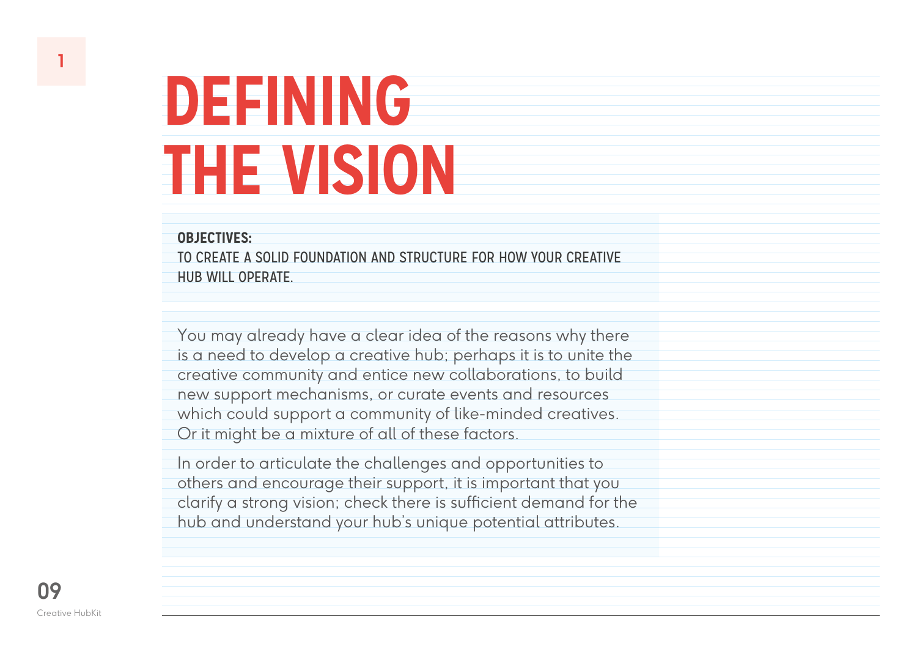# DEFINING THE VISION

**OBJECTIVES:**
TO CREATE A SOLID FOUNDATION AND STRUCTURE FOR HOW YOUR CREATIVE HUB WILL OPERATE.

You may already have a clear idea of the reasons why there is a need to develop a creative hub; perhaps it is to unite the creative community and entice new collaborations, to build new support mechanisms, or curate events and resources which could support a community of like-minded creatives. Or it might be a mixture of all of these factors.

In order to articulate the challenges and opportunities to others and encourage their support, it is important that you clarify a strong vision; check there is sufficient demand for the hub and understand your hub's unique potential attributes.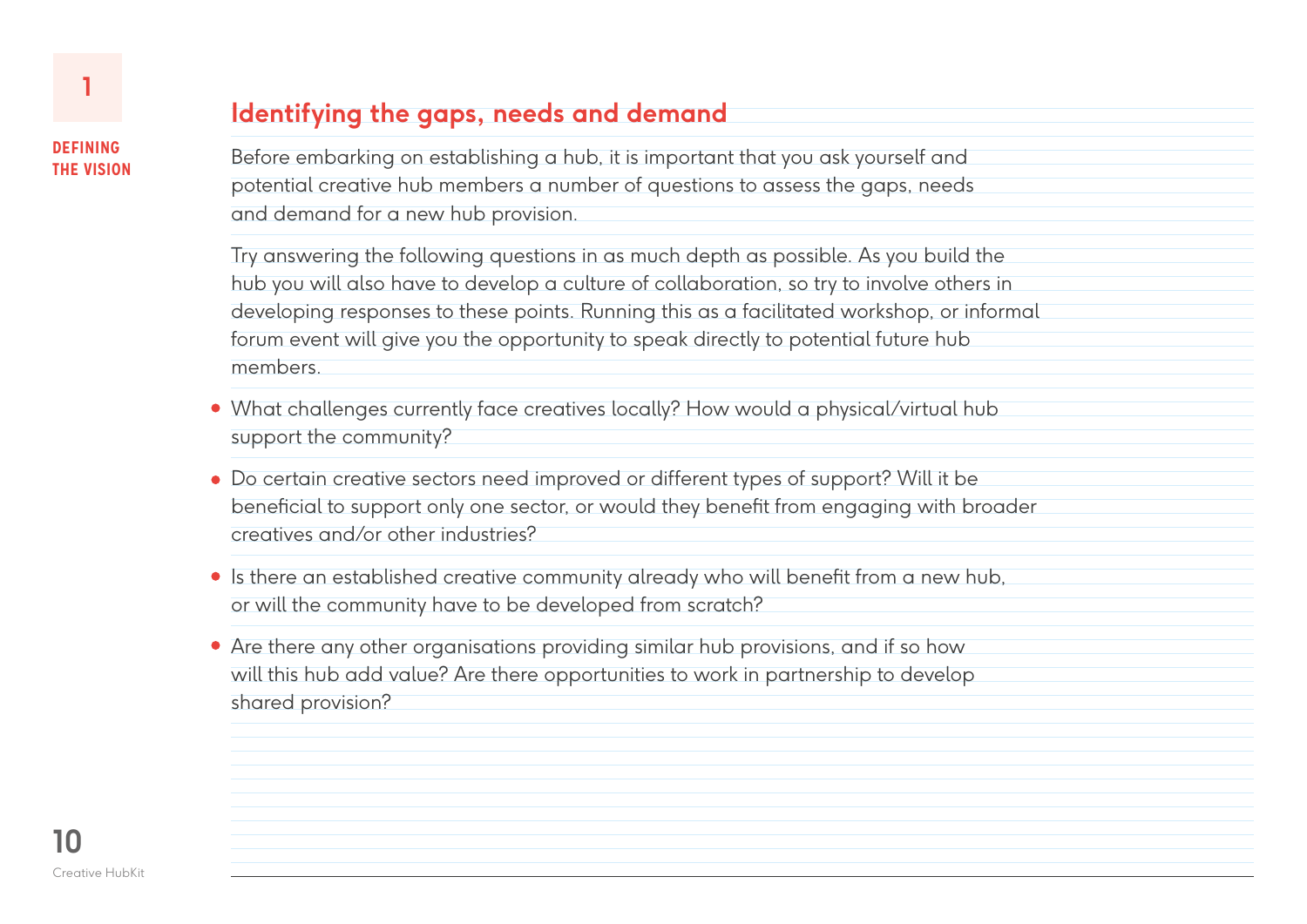## Identifying the gaps, needs and demand

Before embarking on establishing a hub, it is important that you ask yourself and potential creative hub members a number of questions to assess the gaps, needs and demand for a new hub provision.

Try answering the following questions in as much depth as possible. As you build the hub you will also have to develop a culture of collaboration, so try to involve others in developing responses to these points. Running this as a facilitated workshop, or informal forum event will give you the opportunity to speak directly to potential future hub members.

- What challenges currently face creatives locally? How would a physical/virtual hub support the community?
- Do certain creative sectors need improved or different types of support? Will it be beneficial to support only one sector, or would they benefit from engaging with broader creatives and/or other industries?
- Is there an established creative community already who will benefit from a new hub, or will the community have to be developed from scratch?
- Are there any other organisations providing similar hub provisions, and if so how will this hub add value? Are there opportunities to work in partnership to develop shared provision?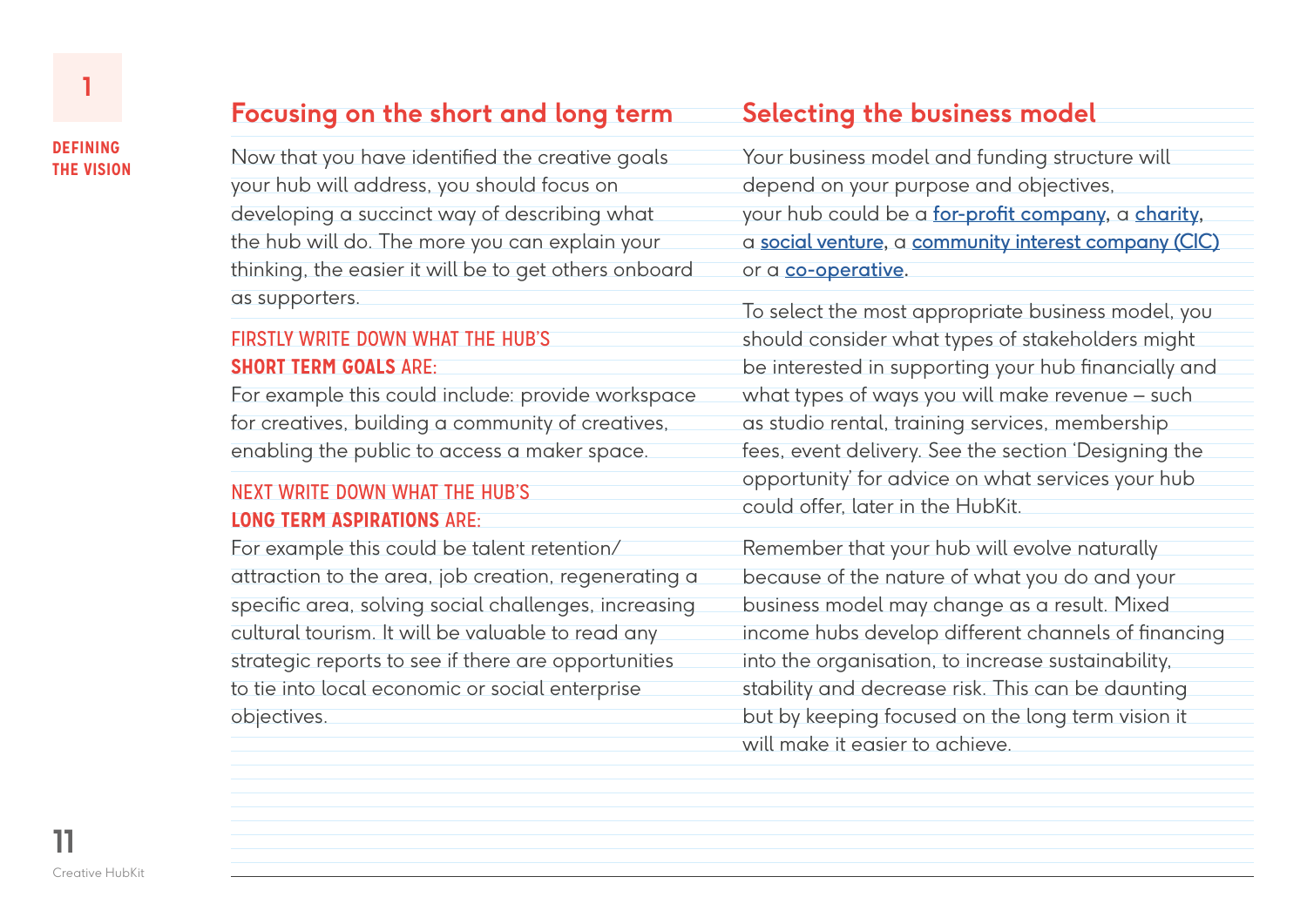## Focusing on the short and long term

Now that you have identified the creative goals your hub will address, you should focus on developing a succinct way of describing what the hub will do. The more you can explain your thinking, the easier it will be to get others onboard as supporters.

### FIRSTLY WRITE DOWN WHAT THE HUB'S **SHORT TERM GOALS** ARE:

For example this could include: provide workspace for creatives, building a community of creatives, enabling the public to access a maker space.

### NEXT WRITE DOWN WHAT THE HUB'S **LONG TERM ASPIRATIONS** ARE:

For example this could be talent retention/attraction to the area, job creation, regenerating a specific area, solving social challenges, increasing cultural tourism. It will be valuable to read any strategic reports to see if there are opportunities to tie into local economic or social enterprise objectives.

## Selecting the business model

Your business model and funding structure will depend on your purpose and objectives, your hub could be a for-profit company, a charity, a social venture, a community interest company (CIC) or a co-operative.

To select the most appropriate business model, you should consider what types of stakeholders might be interested in supporting your hub financially and what types of ways you will make revenue – such as studio rental, training services, membership fees, event delivery. See the section 'Designing the opportunity' for advice on what services your hub could offer, later in the HubKit.

Remember that your hub will evolve naturally because of the nature of what you do and your business model may change as a result. Mixed income hubs develop different channels of financing into the organisation, to increase sustainability, stability and decrease risk. This can be daunting but by keeping focused on the long term vision it will make it easier to achieve.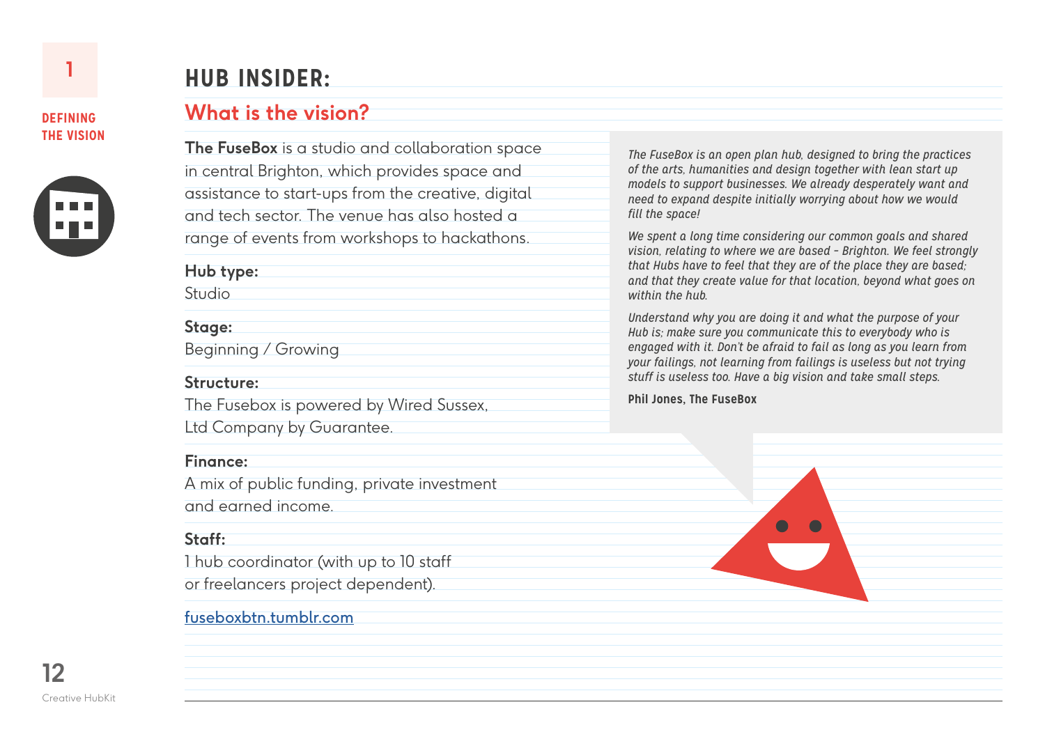1

DEFINING THE VISION

## HUB INSIDER:

### What is the vision?

**The FuseBox** is a studio and collaboration space in central Brighton, which provides space and assistance to start-ups from the creative, digital and tech sector. The venue has also hosted a range of events from workshops to hackathons.

**Hub type:**
Studio

**Stage:**
Beginning / Growing

**Structure:**
The Fusebox is powered by Wired Sussex, Ltd Company by Guarantee.

**Finance:**
A mix of public funding, private investment and earned income.

**Staff:**
1 hub coordinator (with up to 10 staff or freelancers project dependent).

[fuseboxbtn.tumblr.com](fuseboxbtn.tumblr.com)

*The FuseBox is an open plan hub, designed to bring the practices of the arts, humanities and design together with lean start up models to support businesses. We already desperately want and need to expand despite initially worrying about how we would fill the space!*

*We spent a long time considering our common goals and shared vision, relating to where we are based - Brighton. We feel strongly that Hubs have to feel that they are of the place they are based; and that they create value for that location, beyond what goes on within the hub.*

*Understand why you are doing it and what the purpose of your Hub is; make sure you communicate this to everybody who is engaged with it. Don't be afraid to fail as long as you learn from your failings, not learning from failings is useless but not trying stuff is useless too. Have a big vision and take small steps.*

**Phil Jones, The FuseBox**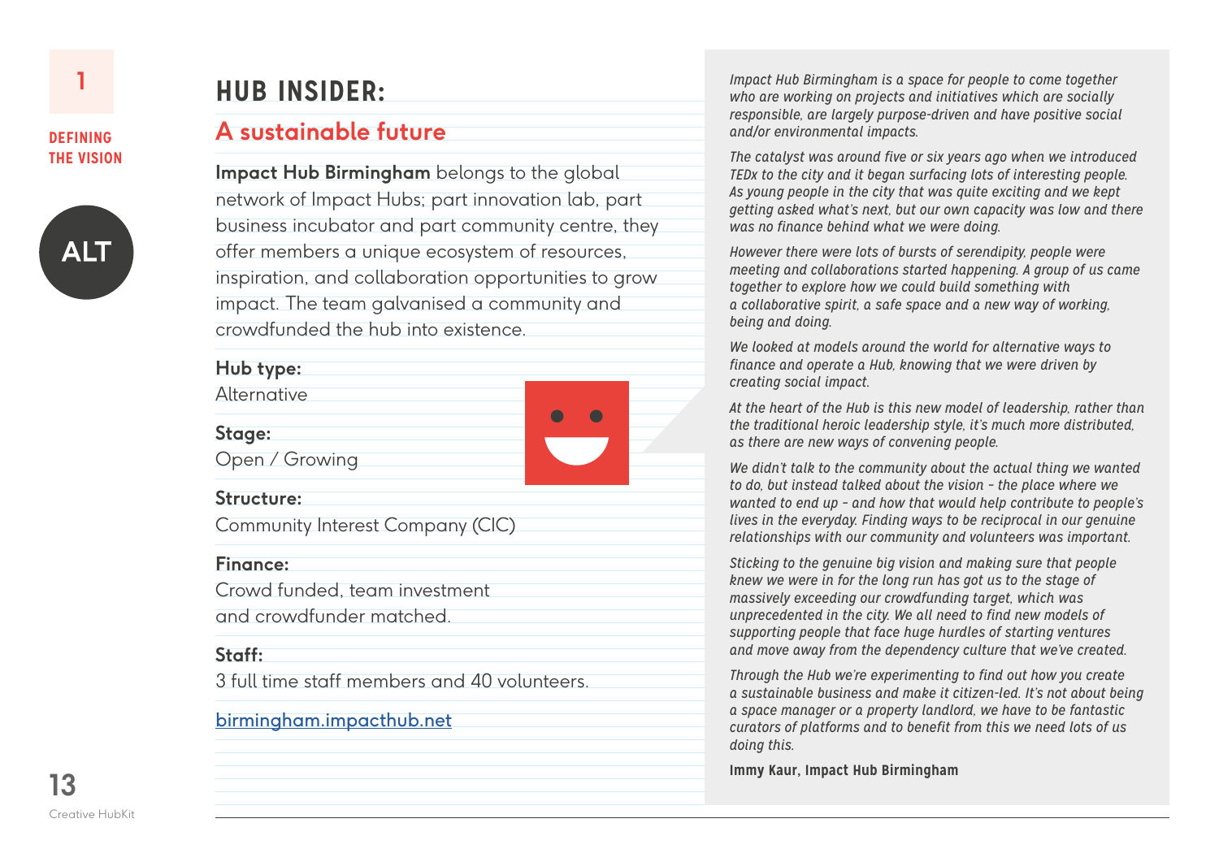1

DEFINING THE VISION

ALT

# HUB INSIDER:

## A sustainable future

**Impact Hub Birmingham** belongs to the global network of Impact Hubs; part innovation lab, part business incubator and part community centre, they offer members a unique ecosystem of resources, inspiration, and collaboration opportunities to grow impact. The team galvanised a community and crowdfunded the hub into existence.

**Hub type:**
Alternative

**Stage:**
Open / Growing

**Structure:**
Community Interest Company (CIC)

**Finance:**
Crowd funded, team investment and crowdfunder matched.

**Staff:**
3 full time staff members and 40 volunteers.

[birmingham.impacthub.net](birmingham.impacthub.net)

*Impact Hub Birmingham is a space for people to come together who are working on projects and initiatives which are socially responsible, are largely purpose-driven and have positive social and/or environmental impacts.*

*The catalyst was around five or six years ago when we introduced TEDx to the city and it began surfacing lots of interesting people. As young people in the city that was quite exciting and we kept getting asked what's next, but our own capacity was low and there was no finance behind what we were doing.*

*However there were lots of bursts of serendipity, people were meeting and collaborations started happening. A group of us came together to explore how we could build something with a collaborative spirit, a safe space and a new way of working, being and doing.*

*We looked at models around the world for alternative ways to finance and operate a Hub, knowing that we were driven by creating social impact.*

*At the heart of the Hub is this new model of leadership, rather than the traditional heroic leadership style, it's much more distributed, as there are new ways of convening people.*

*We didn't talk to the community about the actual thing we wanted to do, but instead talked about the vision - the place where we wanted to end up - and how that would help contribute to people's lives in the everyday. Finding ways to be reciprocal in our genuine relationships with our community and volunteers was important.*

*Sticking to the genuine big vision and making sure that people knew we were in for the long run has got us to the stage of massively exceeding our crowdfunding target, which was unprecedented in the city. We all need to find new models of supporting people that face huge hurdles of starting ventures and move away from the dependency culture that we've created.*

*Through the Hub we're experimenting to find out how you create a sustainable business and make it citizen-led. It's not about being a space manager or a property landlord, we have to be fantastic curators of platforms and to benefit from this we need lots of us doing this.*

**Immy Kaur, Impact Hub Birmingham**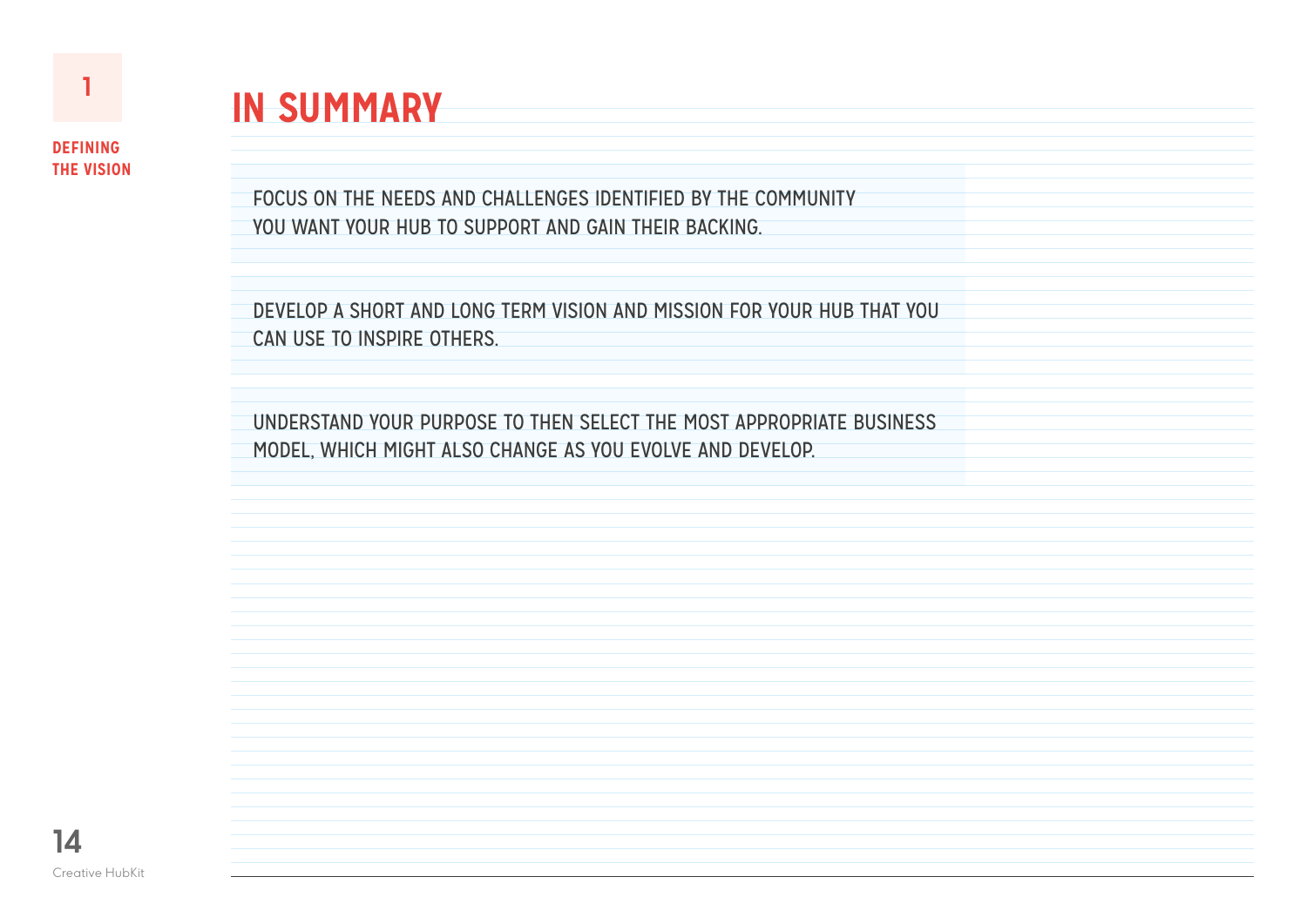# IN SUMMARY

FOCUS ON THE NEEDS AND CHALLENGES IDENTIFIED BY THE COMMUNITY YOU WANT YOUR HUB TO SUPPORT AND GAIN THEIR BACKING.

DEVELOP A SHORT AND LONG TERM VISION AND MISSION FOR YOUR HUB THAT YOU CAN USE TO INSPIRE OTHERS.

UNDERSTAND YOUR PURPOSE TO THEN SELECT THE MOST APPROPRIATE BUSINESS MODEL, WHICH MIGHT ALSO CHANGE AS YOU EVOLVE AND DEVELOP.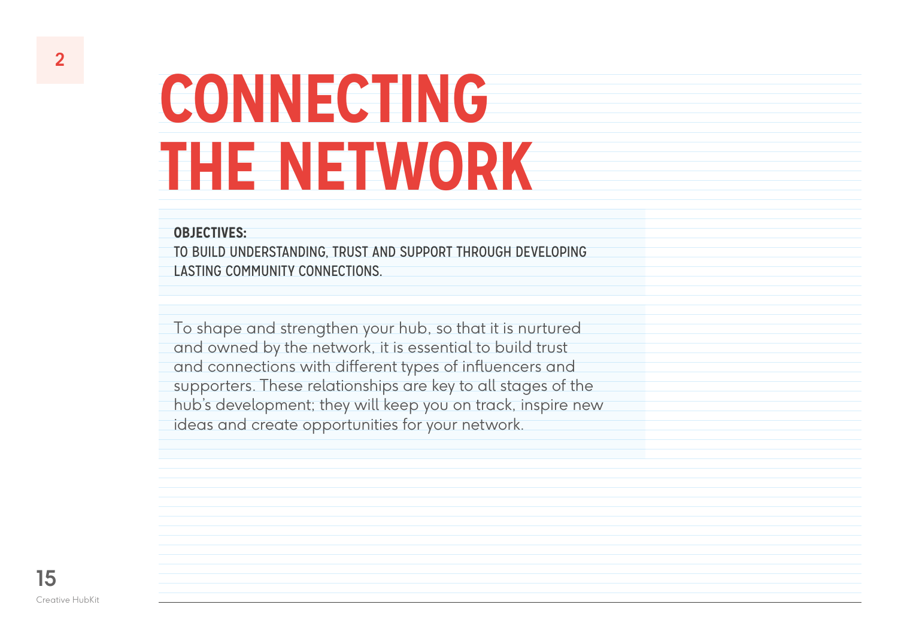# CONNECTING THE NETWORK

**OBJECTIVES:**
TO BUILD UNDERSTANDING, TRUST AND SUPPORT THROUGH DEVELOPING LASTING COMMUNITY CONNECTIONS.

To shape and strengthen your hub, so that it is nurtured and owned by the network, it is essential to build trust and connections with different types of influencers and supporters. These relationships are key to all stages of the hub's development; they will keep you on track, inspire new ideas and create opportunities for your network.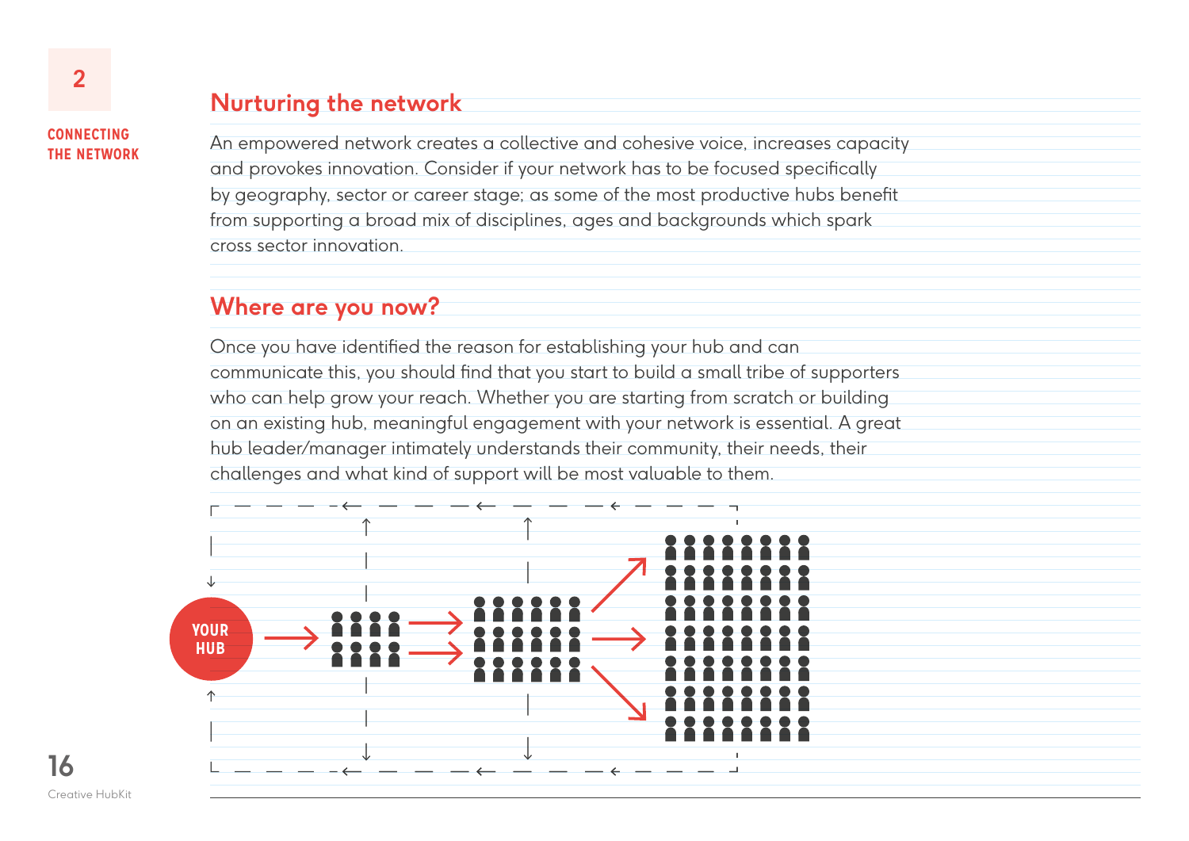## Nurturing the network

An empowered network creates a collective and cohesive voice, increases capacity and provokes innovation. Consider if your network has to be focused specifically by geography, sector or career stage; as some of the most productive hubs benefit from supporting a broad mix of disciplines, ages and backgrounds which spark cross sector innovation.

## Where are you now?

Once you have identified the reason for establishing your hub and can communicate this, you should find that you start to build a small tribe of supporters who can help grow your reach. Whether you are starting from scratch or building on an existing hub, meaningful engagement with your network is essential. A great hub leader/manager intimately understands their community, their needs, their challenges and what kind of support will be most valuable to them.

YOUR HUB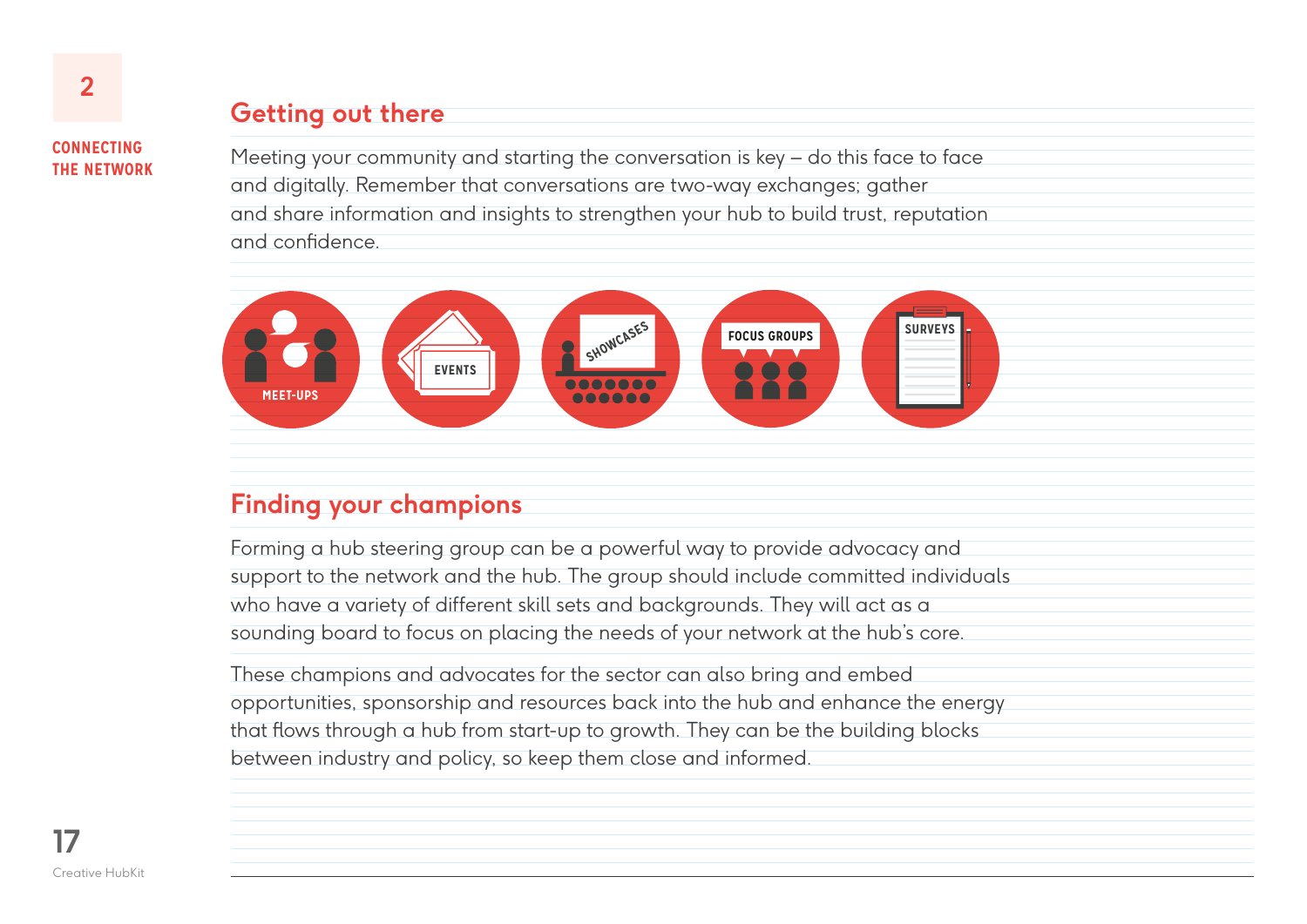## Getting out there

Meeting your community and starting the conversation is key – do this face to face and digitally. Remember that conversations are two-way exchanges; gather and share information and insights to strengthen your hub to build trust, reputation and confidence.

MEET-UPS

EVENTS

SHOWCASES

FOCUS GROUPS

SURVEYS

## Finding your champions

Forming a hub steering group can be a powerful way to provide advocacy and support to the network and the hub. The group should include committed individuals who have a variety of different skill sets and backgrounds. They will act as a sounding board to focus on placing the needs of your network at the hub's core.

These champions and advocates for the sector can also bring and embed opportunities, sponsorship and resources back into the hub and enhance the energy that flows through a hub from start-up to growth. They can be the building blocks between industry and policy, so keep them close and informed.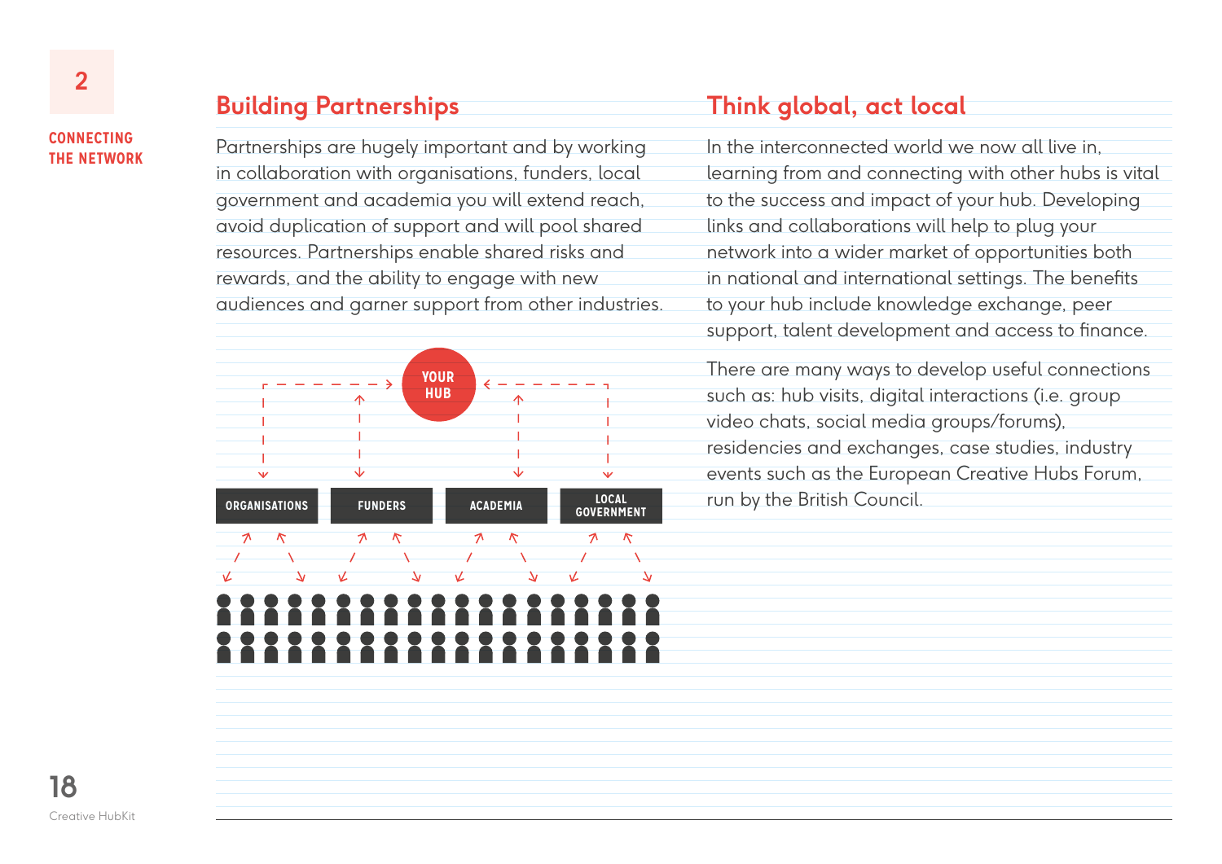## Building Partnerships

Partnerships are hugely important and by working in collaboration with organisations, funders, local government and academia you will extend reach, avoid duplication of support and will pool shared resources. Partnerships enable shared risks and rewards, and the ability to engage with new audiences and garner support from other industries.

YOUR HUB

ORGANISATIONS | FUNDERS | ACADEMIA | LOCAL GOVERNMENT

## Think global, act local

In the interconnected world we now all live in, learning from and connecting with other hubs is vital to the success and impact of your hub. Developing links and collaborations will help to plug your network into a wider market of opportunities both in national and international settings. The benefits to your hub include knowledge exchange, peer support, talent development and access to finance.

There are many ways to develop useful connections such as: hub visits, digital interactions (i.e. group video chats, social media groups/forums), residencies and exchanges, case studies, industry events such as the European Creative Hubs Forum, run by the British Council.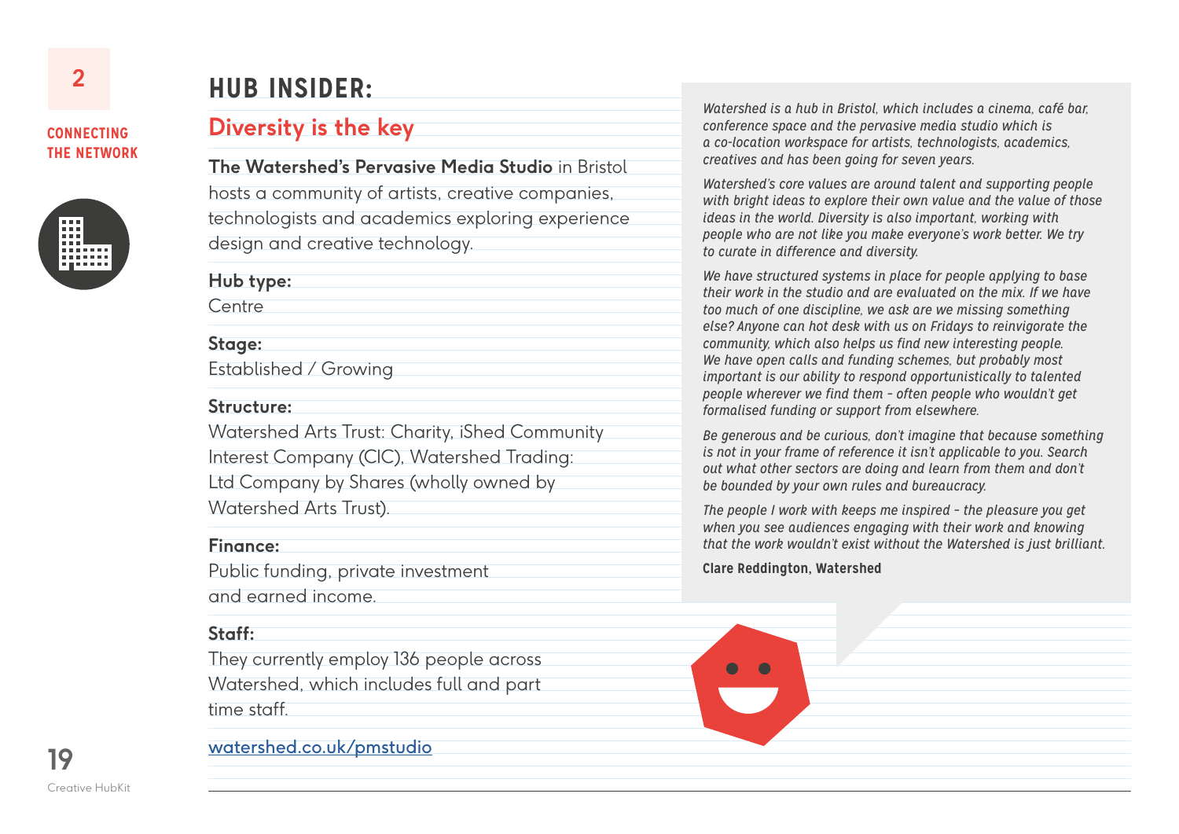## HUB INSIDER:

### Diversity is the key

**The Watershed's Pervasive Media Studio** in Bristol hosts a community of artists, creative companies, technologists and academics exploring experience design and creative technology.

**Hub type:**
Centre

**Stage:**
Established / Growing

**Structure:**
Watershed Arts Trust: Charity, iShed Community Interest Company (CIC), Watershed Trading: Ltd Company by Shares (wholly owned by Watershed Arts Trust).

**Finance:**
Public funding, private investment and earned income.

**Staff:**
They currently employ 136 people across Watershed, which includes full and part time staff.

watershed.co.uk/pmstudio

*Watershed is a hub in Bristol, which includes a cinema, café bar, conference space and the pervasive media studio which is a co-location workspace for artists, technologists, academics, creatives and has been going for seven years.*

*Watershed's core values are around talent and supporting people with bright ideas to explore their own value and the value of those ideas in the world. Diversity is also important, working with people who are not like you make everyone's work better. We try to curate in difference and diversity.*

*We have structured systems in place for people applying to base their work in the studio and are evaluated on the mix. If we have too much of one discipline, we ask are we missing something else? Anyone can hot desk with us on Fridays to reinvigorate the community, which also helps us find new interesting people. We have open calls and funding schemes, but probably most important is our ability to respond opportunistically to talented people wherever we find them – often people who wouldn't get formalised funding or support from elsewhere.*

*Be generous and be curious, don't imagine that because something is not in your frame of reference it isn't applicable to you. Search out what other sectors are doing and learn from them and don't be bounded by your own rules and bureaucracy.*

*The people I work with keeps me inspired – the pleasure you get when you see audiences engaging with their work and knowing that the work wouldn't exist without the Watershed is just brilliant.*

**Clare Reddington, Watershed**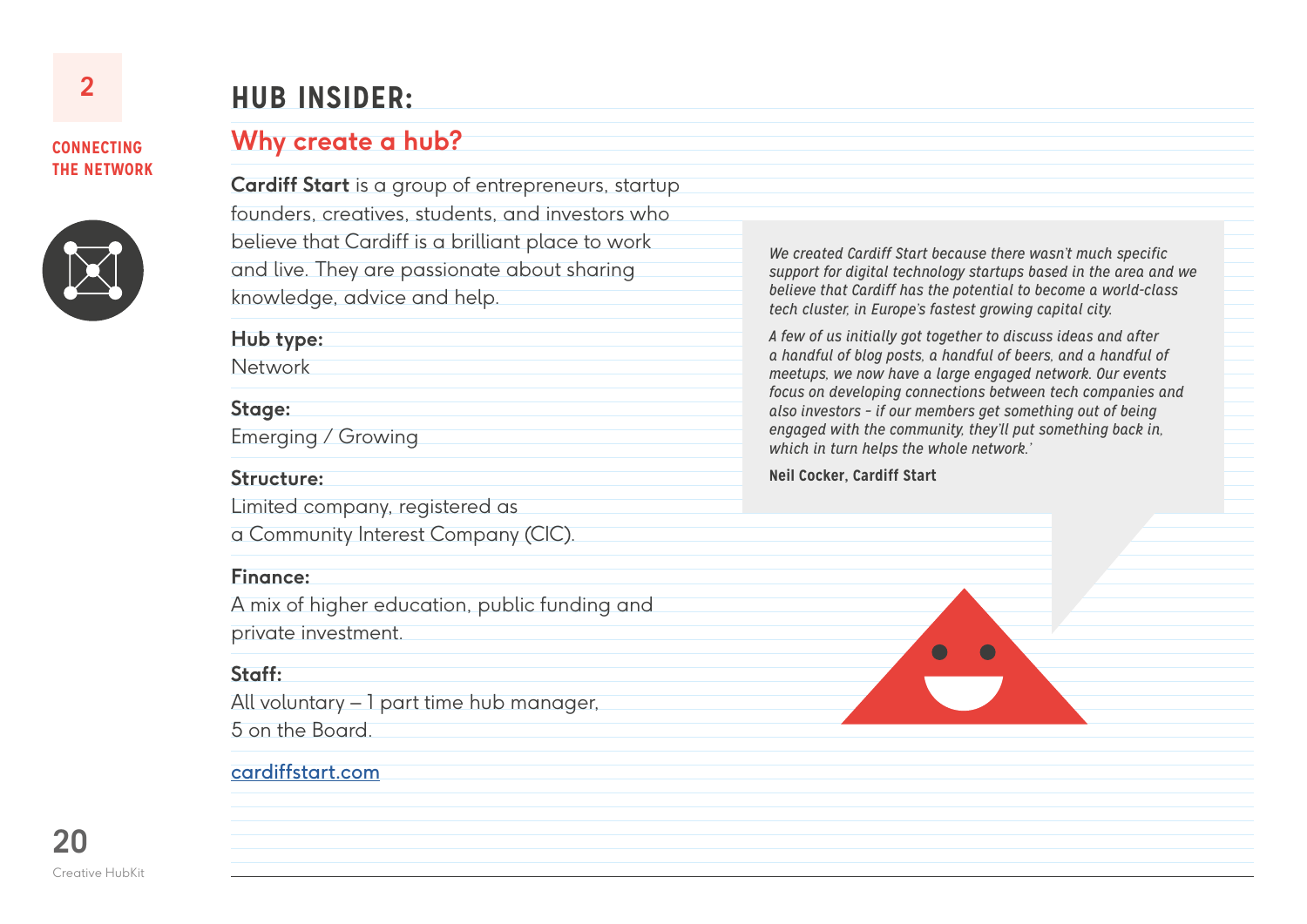# HUB INSIDER:

## Why create a hub?

**Cardiff Start** is a group of entrepreneurs, startup founders, creatives, students, and investors who believe that Cardiff is a brilliant place to work and live. They are passionate about sharing knowledge, advice and help.

**Hub type:**
Network

**Stage:**
Emerging / Growing

**Structure:**
Limited company, registered as a Community Interest Company (CIC).

**Finance:**
A mix of higher education, public funding and private investment.

**Staff:**
All voluntary – 1 part time hub manager, 5 on the Board.

cardiffstart.com

*We created Cardiff Start because there wasn't much specific support for digital technology startups based in the area and we believe that Cardiff has the potential to become a world-class tech cluster, in Europe's fastest growing capital city.*

*A few of us initially got together to discuss ideas and after a handful of blog posts, a handful of beers, and a handful of meetups, we now have a large engaged network. Our events focus on developing connections between tech companies and also investors - if our members get something out of being engaged with the community, they'll put something back in, which in turn helps the whole network.'*

**Neil Cocker, Cardiff Start**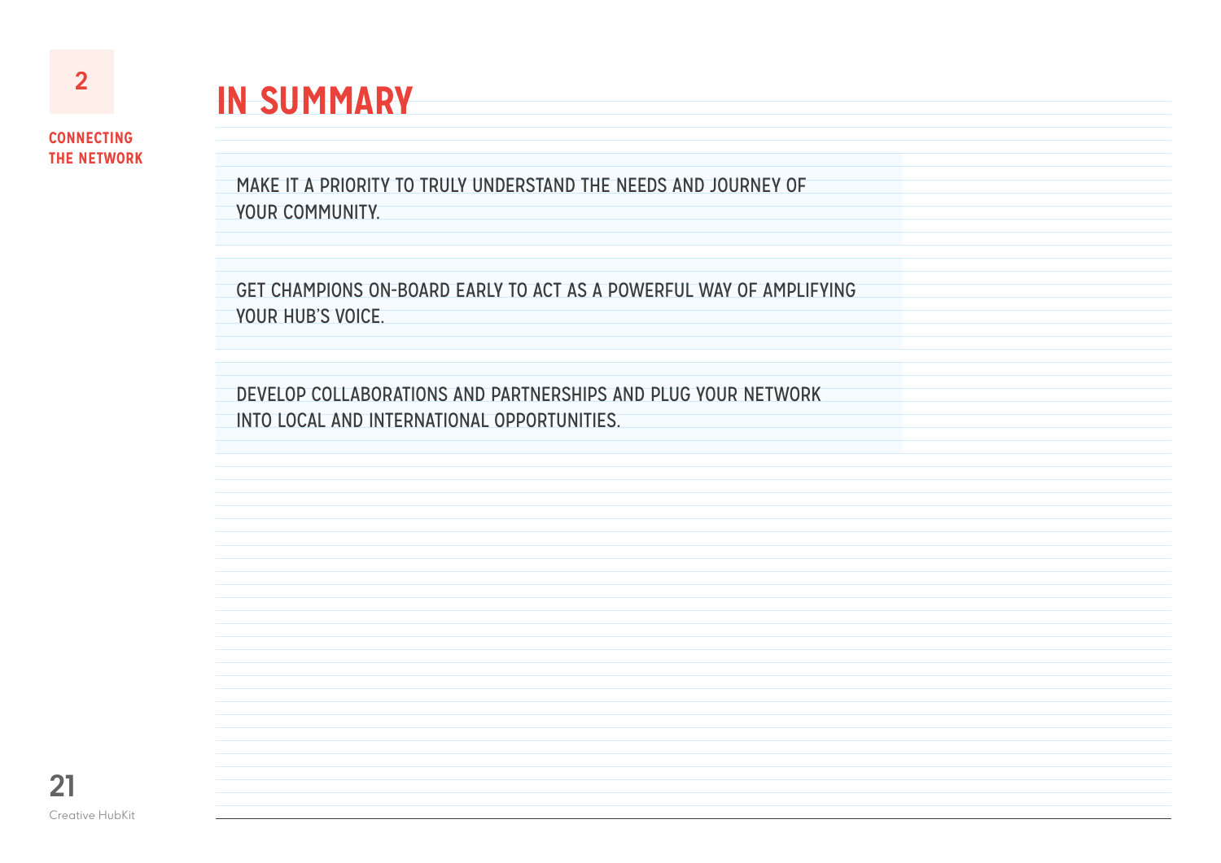# IN SUMMARY

MAKE IT A PRIORITY TO TRULY UNDERSTAND THE NEEDS AND JOURNEY OF YOUR COMMUNITY.

GET CHAMPIONS ON-BOARD EARLY TO ACT AS A POWERFUL WAY OF AMPLIFYING YOUR HUB'S VOICE.

DEVELOP COLLABORATIONS AND PARTNERSHIPS AND PLUG YOUR NETWORK INTO LOCAL AND INTERNATIONAL OPPORTUNITIES.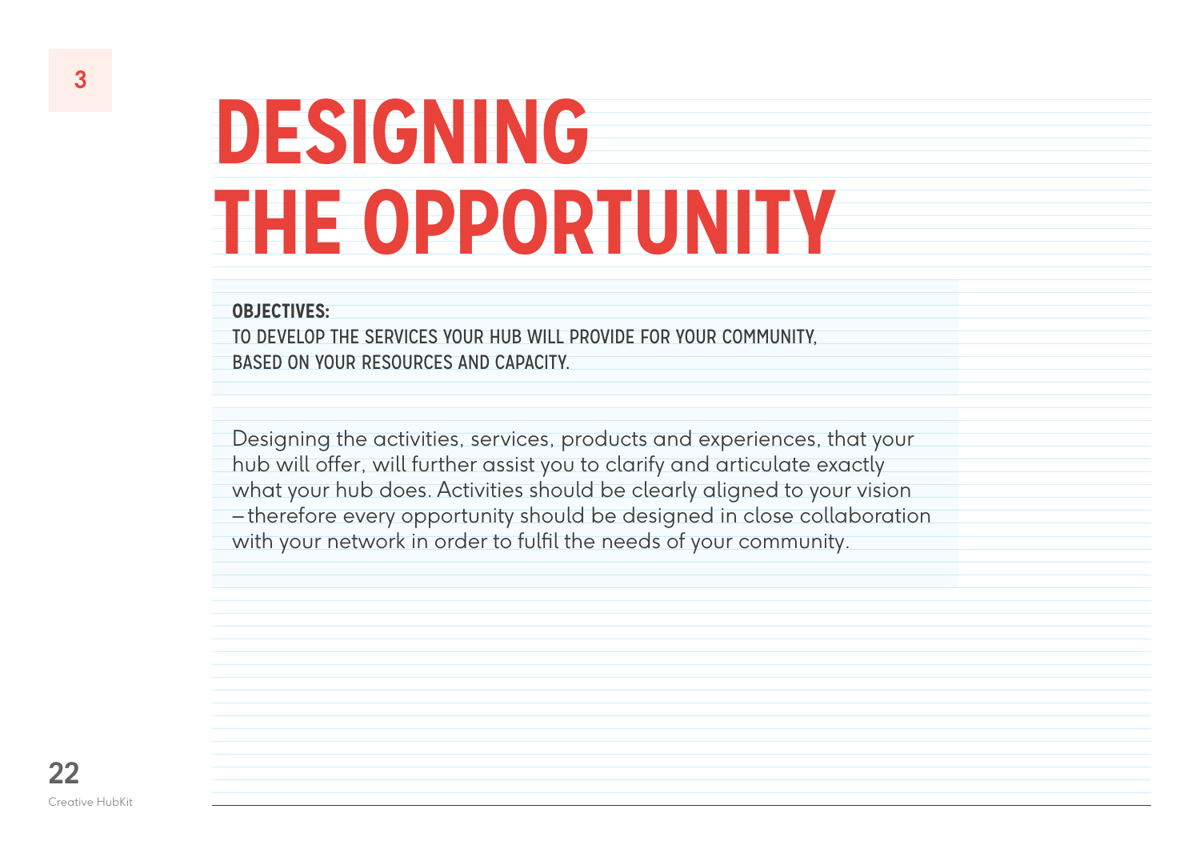# DESIGNING THE OPPORTUNITY

**OBJECTIVES:**

TO DEVELOP THE SERVICES YOUR HUB WILL PROVIDE FOR YOUR COMMUNITY, BASED ON YOUR RESOURCES AND CAPACITY.

Designing the activities, services, products and experiences, that your hub will offer, will further assist you to clarify and articulate exactly what your hub does. Activities should be clearly aligned to your vision – therefore every opportunity should be designed in close collaboration with your network in order to fulfil the needs of your community.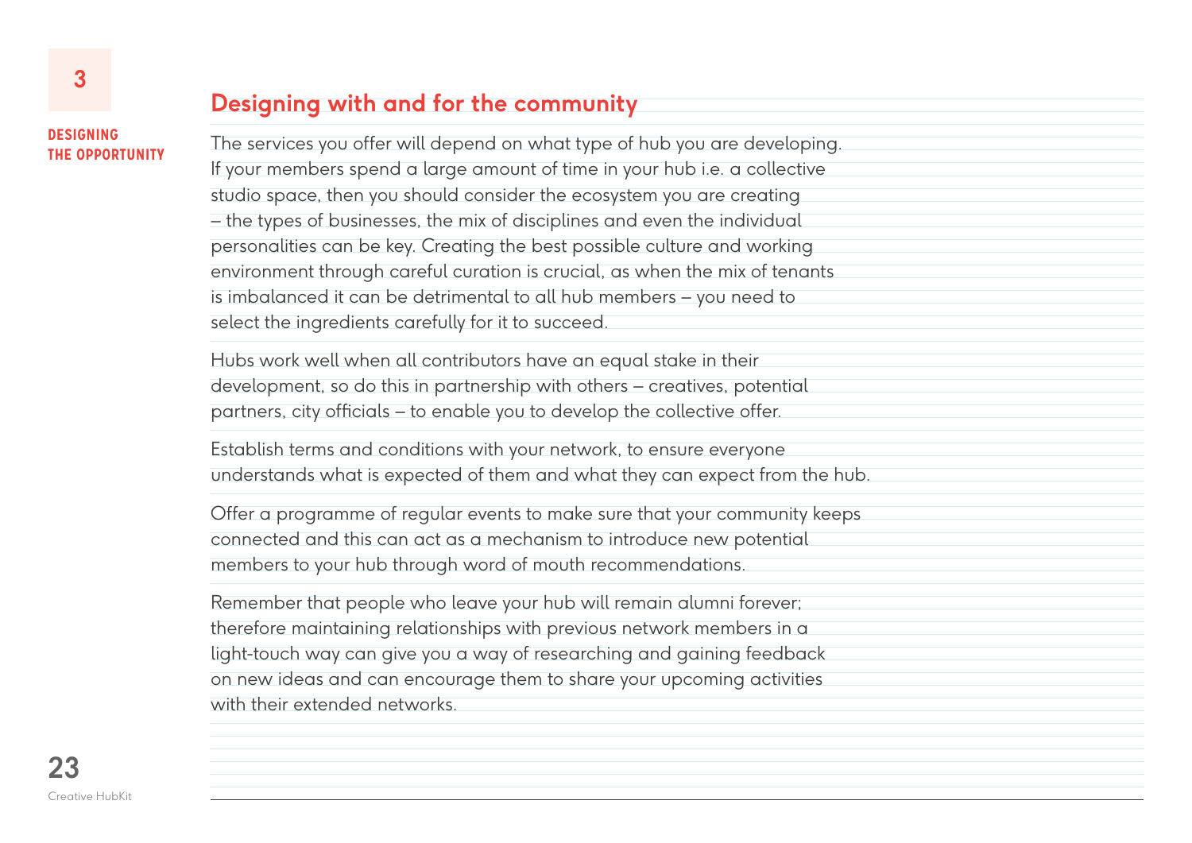## Designing with and for the community

The services you offer will depend on what type of hub you are developing. If your members spend a large amount of time in your hub i.e. a collective studio space, then you should consider the ecosystem you are creating – the types of businesses, the mix of disciplines and even the individual personalities can be key. Creating the best possible culture and working environment through careful curation is crucial, as when the mix of tenants is imbalanced it can be detrimental to all hub members – you need to select the ingredients carefully for it to succeed.

Hubs work well when all contributors have an equal stake in their development, so do this in partnership with others – creatives, potential partners, city officials – to enable you to develop the collective offer.

Establish terms and conditions with your network, to ensure everyone understands what is expected of them and what they can expect from the hub.

Offer a programme of regular events to make sure that your community keeps connected and this can act as a mechanism to introduce new potential members to your hub through word of mouth recommendations.

Remember that people who leave your hub will remain alumni forever; therefore maintaining relationships with previous network members in a light-touch way can give you a way of researching and gaining feedback on new ideas and can encourage them to share your upcoming activities with their extended networks.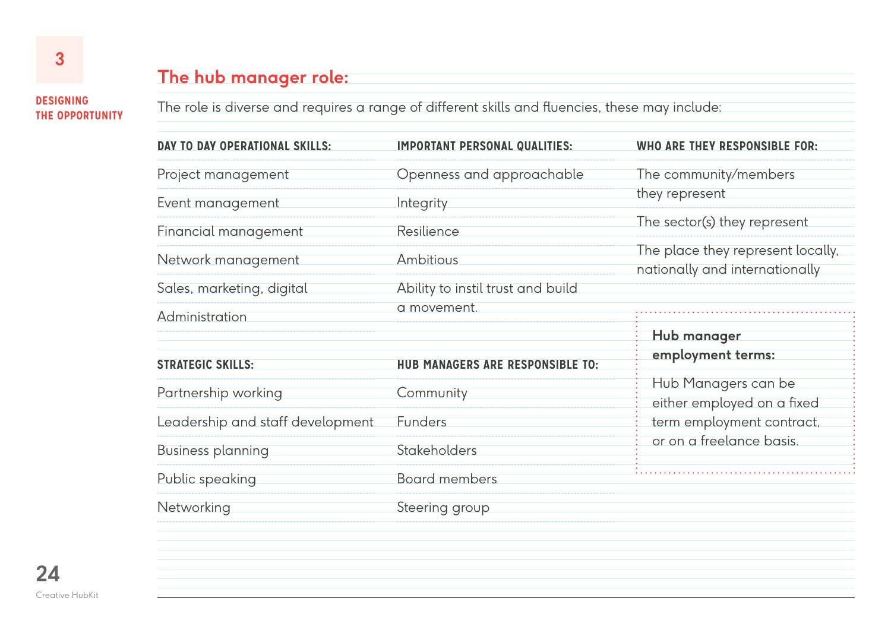## The hub manager role:

The role is diverse and requires a range of different skills and fluencies, these may include:

### DAY TO DAY OPERATIONAL SKILLS:

- Project management
- Event management
- Financial management
- Network management
- Sales, marketing, digital
- Administration

### STRATEGIC SKILLS:

- Partnership working
- Leadership and staff development
- Business planning
- Public speaking
- Networking

### IMPORTANT PERSONAL QUALITIES:

- Openness and approachable
- Integrity
- Resilience
- Ambitious
- Ability to instil trust and build a movement.

### HUB MANAGERS ARE RESPONSIBLE TO:

- Community
- Funders
- Stakeholders
- Board members
- Steering group

### WHO ARE THEY RESPONSIBLE FOR:

- The community/members they represent
- The sector(s) they represent
- The place they represent locally, nationally and internationally

**Hub manager employment terms:**

Hub Managers can be either employed on a fixed term employment contract, or on a freelance basis.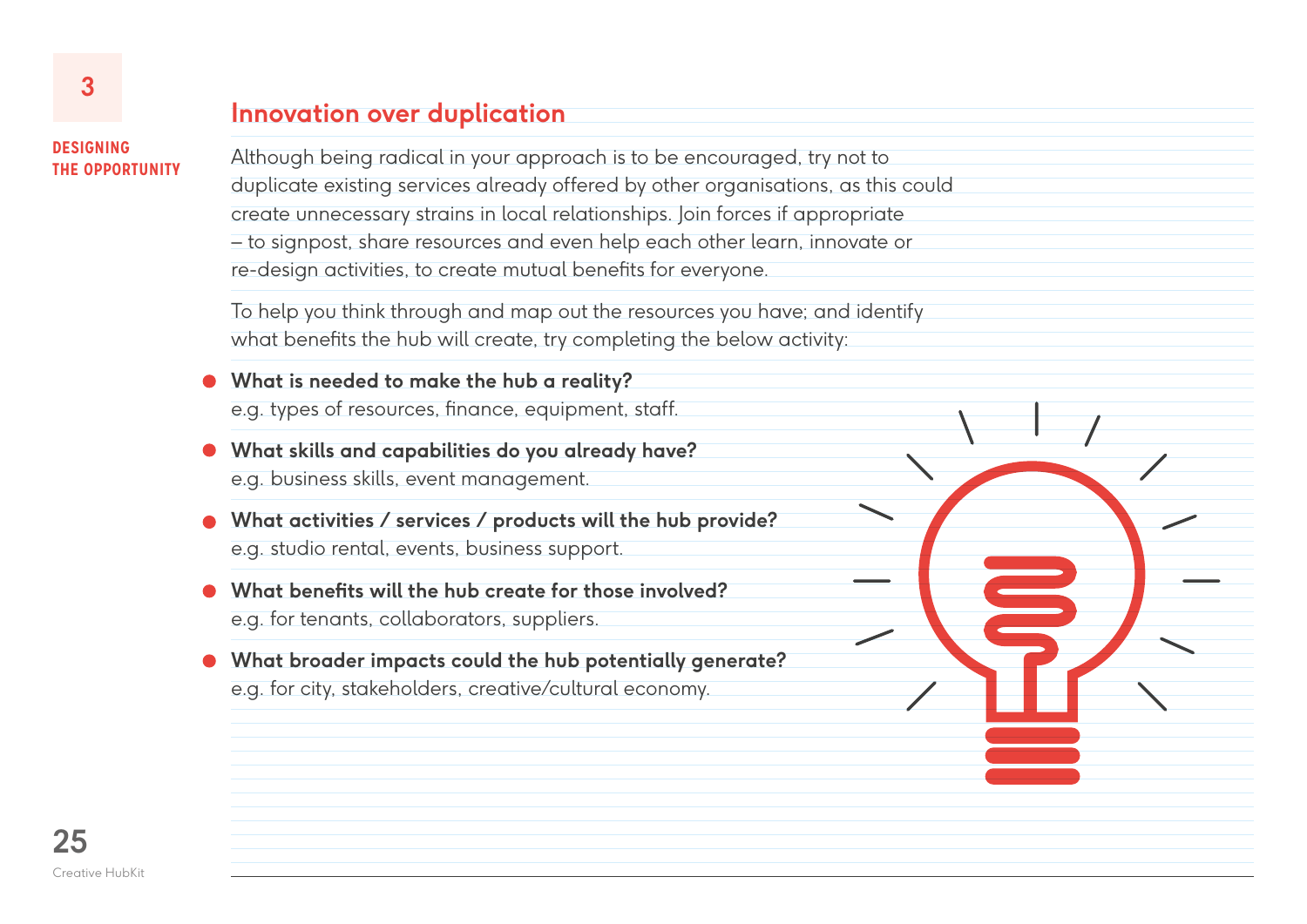## Innovation over duplication

Although being radical in your approach is to be encouraged, try not to duplicate existing services already offered by other organisations, as this could create unnecessary strains in local relationships. Join forces if appropriate – to signpost, share resources and even help each other learn, innovate or re-design activities, to create mutual benefits for everyone.

To help you think through and map out the resources you have; and identify what benefits the hub will create, try completing the below activity:

- **What is needed to make the hub a reality?**
  e.g. types of resources, finance, equipment, staff.
- **What skills and capabilities do you already have?**
  e.g. business skills, event management.
- **What activities / services / products will the hub provide?**
  e.g. studio rental, events, business support.
- **What benefits will the hub create for those involved?**
  e.g. for tenants, collaborators, suppliers.
- **What broader impacts could the hub potentially generate?**
  e.g. for city, stakeholders, creative/cultural economy.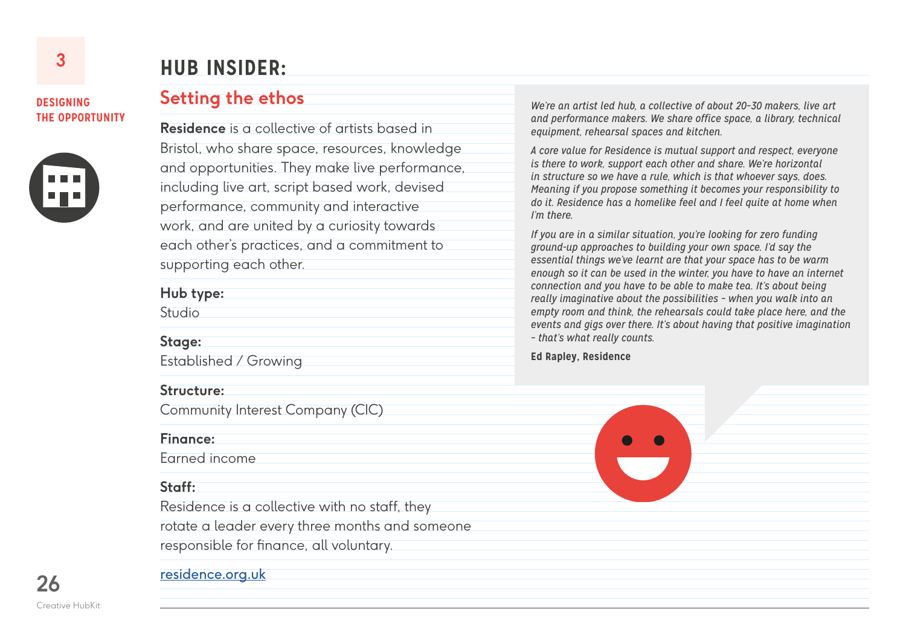3

**DESIGNING THE OPPORTUNITY**

# HUB INSIDER:

## Setting the ethos

**Residence** is a collective of artists based in Bristol, who share space, resources, knowledge and opportunities. They make live performance, including live art, script based work, devised performance, community and interactive work, and are united by a curiosity towards each other's practices, and a commitment to supporting each other.

**Hub type:**
Studio

**Stage:**
Established / Growing

**Structure:**
Community Interest Company (CIC)

**Finance:**
Earned income

**Staff:**
Residence is a collective with no staff, they rotate a leader every three months and someone responsible for finance, all voluntary.

[residence.org.uk](residence.org.uk)

*We're an artist led hub, a collective of about 20-30 makers, live art and performance makers. We share office space, a library, technical equipment, rehearsal spaces and kitchen.*

*A core value for Residence is mutual support and respect, everyone is there to work, support each other and share. We're horizontal in structure so we have a rule, which is that whoever says, does. Meaning if you propose something it becomes your responsibility to do it. Residence has a homelike feel and I feel quite at home when I'm there.*

*If you are in a similar situation, you're looking for zero funding ground-up approaches to building your own space. I'd say the essential things we've learnt are that your space has to be warm enough so it can be used in the winter, you have to have an internet connection and you have to be able to make tea. It's about being really imaginative about the possibilities – when you walk into an empty room and think, the rehearsals could take place here, and the events and gigs over there. It's about having that positive imagination – that's what really counts.*

**Ed Rapley, Residence**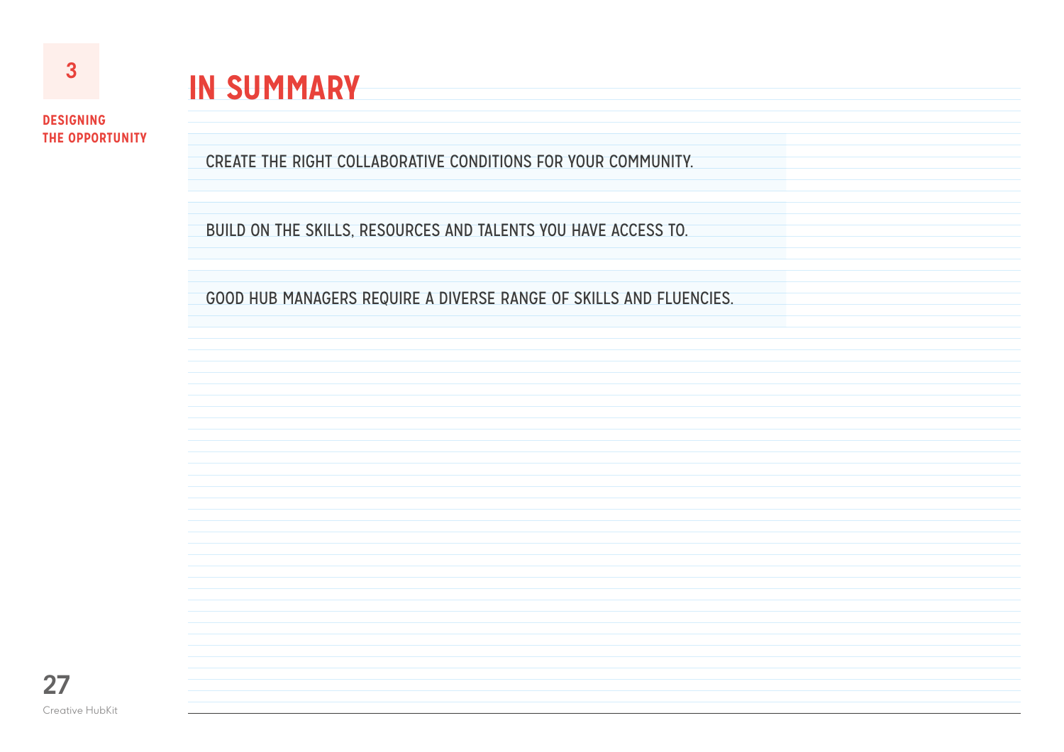# IN SUMMARY

CREATE THE RIGHT COLLABORATIVE CONDITIONS FOR YOUR COMMUNITY.

BUILD ON THE SKILLS, RESOURCES AND TALENTS YOU HAVE ACCESS TO.

GOOD HUB MANAGERS REQUIRE A DIVERSE RANGE OF SKILLS AND FLUENCIES.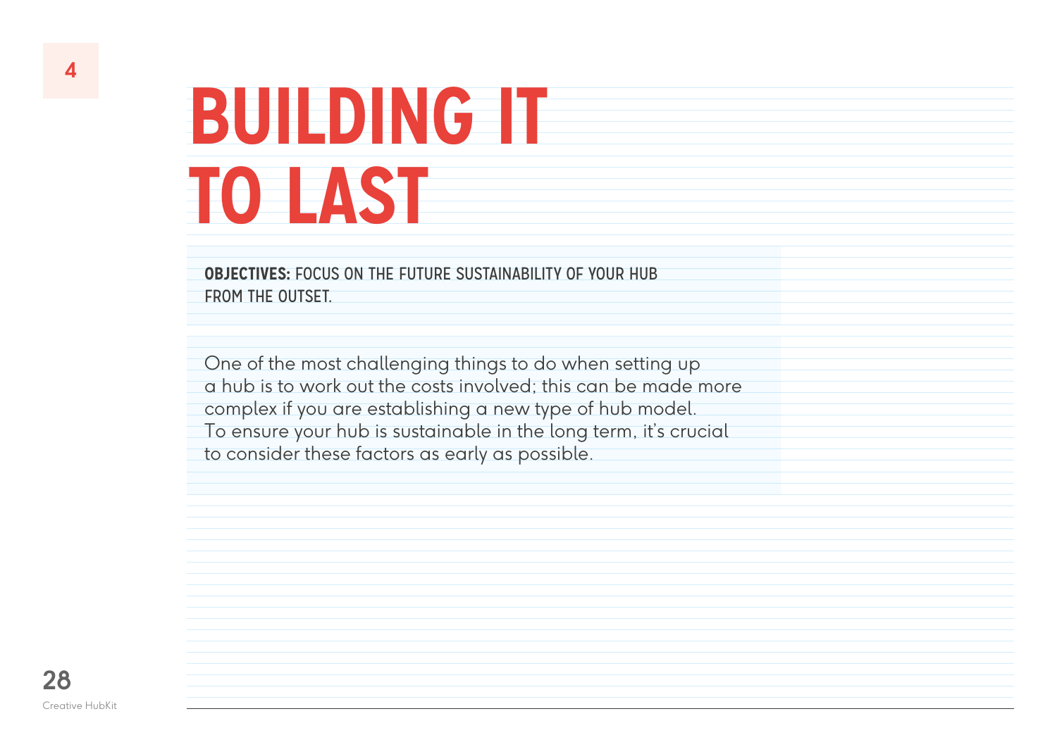4

# BUILDING IT TO LAST

**OBJECTIVES:** FOCUS ON THE FUTURE SUSTAINABILITY OF YOUR HUB FROM THE OUTSET.

One of the most challenging things to do when setting up a hub is to work out the costs involved; this can be made more complex if you are establishing a new type of hub model. To ensure your hub is sustainable in the long term, it's crucial to consider these factors as early as possible.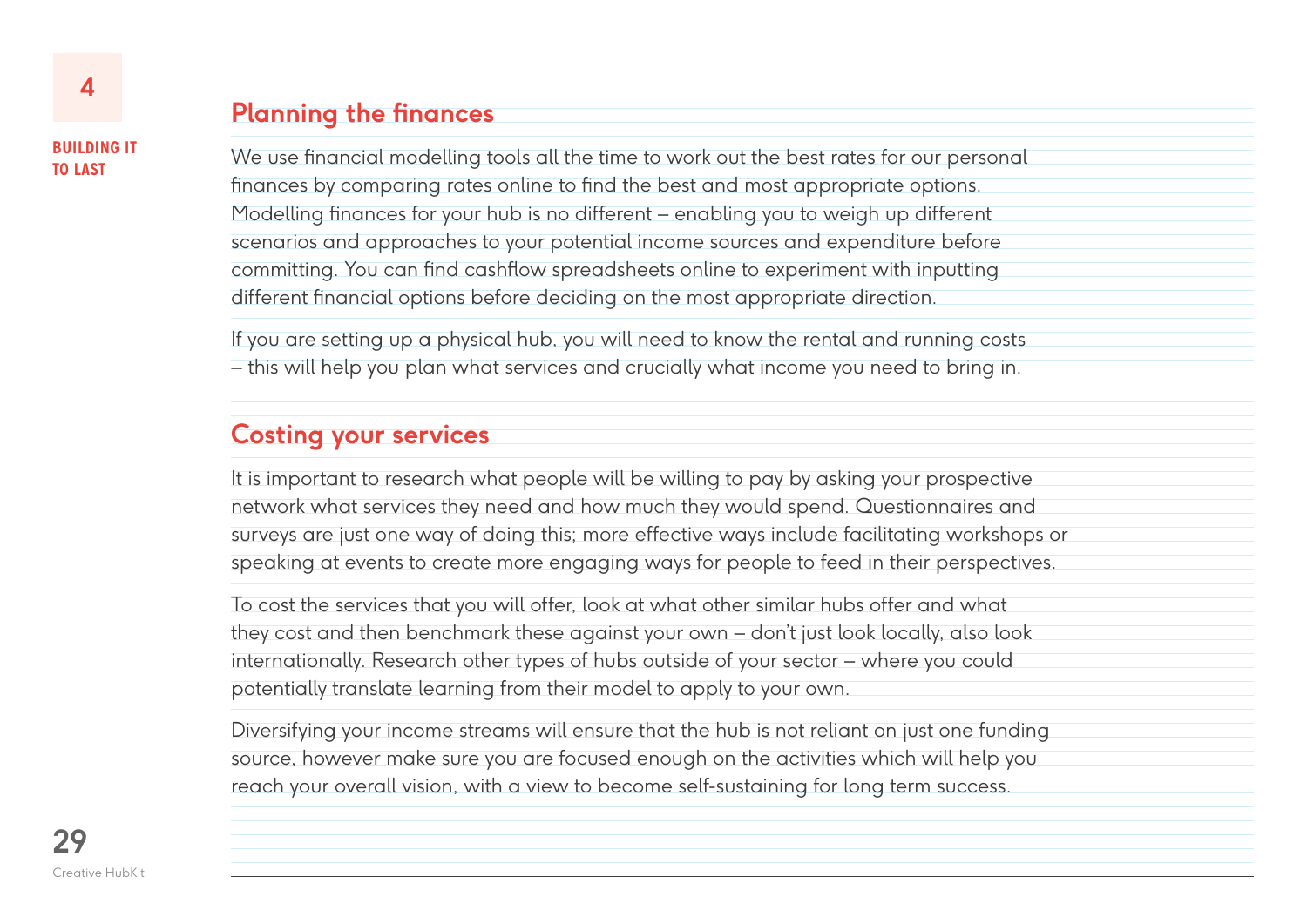## Planning the finances

We use financial modelling tools all the time to work out the best rates for our personal finances by comparing rates online to find the best and most appropriate options. Modelling finances for your hub is no different – enabling you to weigh up different scenarios and approaches to your potential income sources and expenditure before committing. You can find cashflow spreadsheets online to experiment with inputting different financial options before deciding on the most appropriate direction.

If you are setting up a physical hub, you will need to know the rental and running costs – this will help you plan what services and crucially what income you need to bring in.

## Costing your services

It is important to research what people will be willing to pay by asking your prospective network what services they need and how much they would spend. Questionnaires and surveys are just one way of doing this; more effective ways include facilitating workshops or speaking at events to create more engaging ways for people to feed in their perspectives.

To cost the services that you will offer, look at what other similar hubs offer and what they cost and then benchmark these against your own – don't just look locally, also look internationally. Research other types of hubs outside of your sector – where you could potentially translate learning from their model to apply to your own.

Diversifying your income streams will ensure that the hub is not reliant on just one funding source, however make sure you are focused enough on the activities which will help you reach your overall vision, with a view to become self-sustaining for long term success.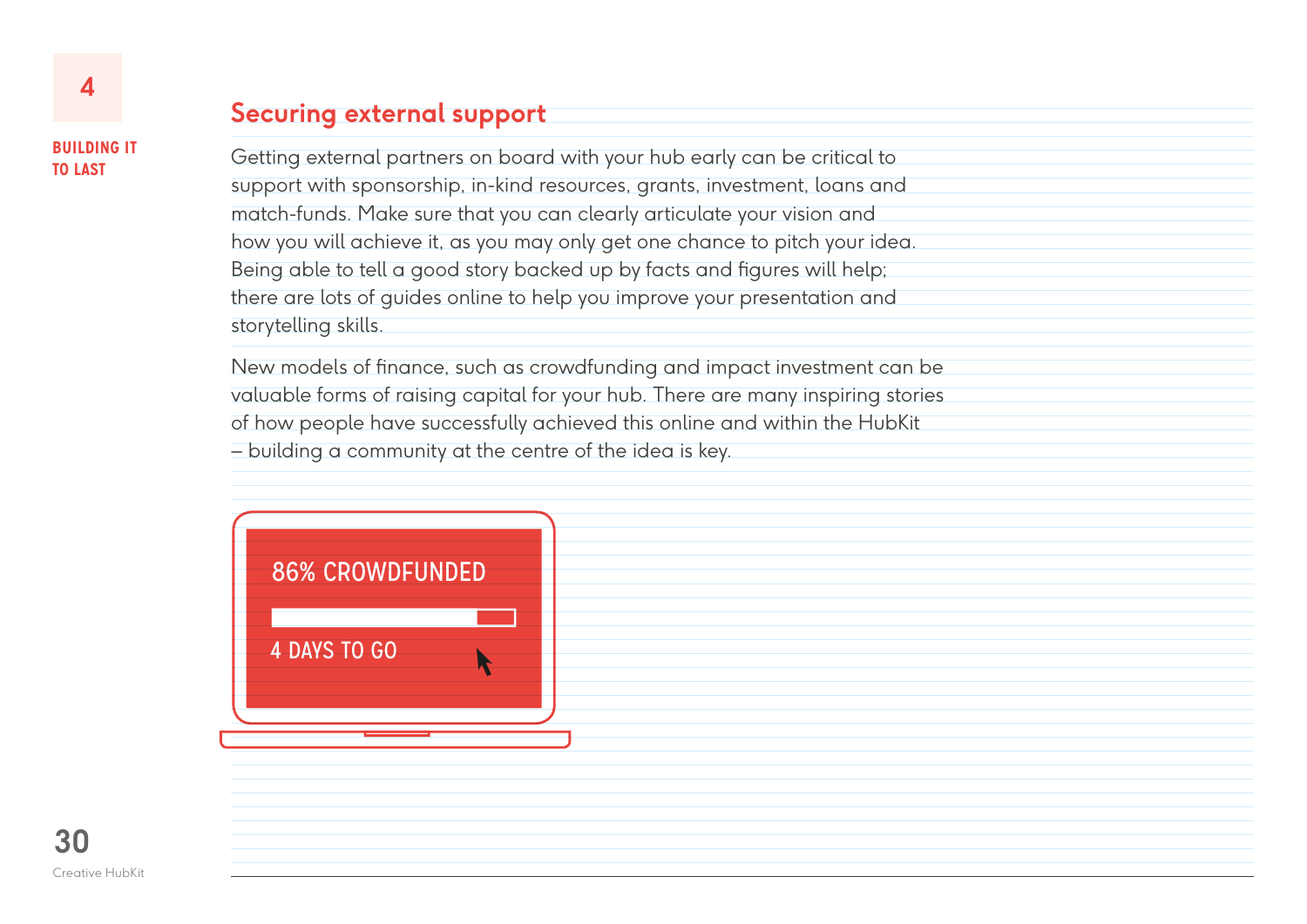## Securing external support

Getting external partners on board with your hub early can be critical to support with sponsorship, in-kind resources, grants, investment, loans and match-funds. Make sure that you can clearly articulate your vision and how you will achieve it, as you may only get one chance to pitch your idea. Being able to tell a good story backed up by facts and figures will help; there are lots of guides online to help you improve your presentation and storytelling skills.

New models of finance, such as crowdfunding and impact investment can be valuable forms of raising capital for your hub. There are many inspiring stories of how people have successfully achieved this online and within the HubKit – building a community at the centre of the idea is key.

86% CROWDFUNDED

4 DAYS TO GO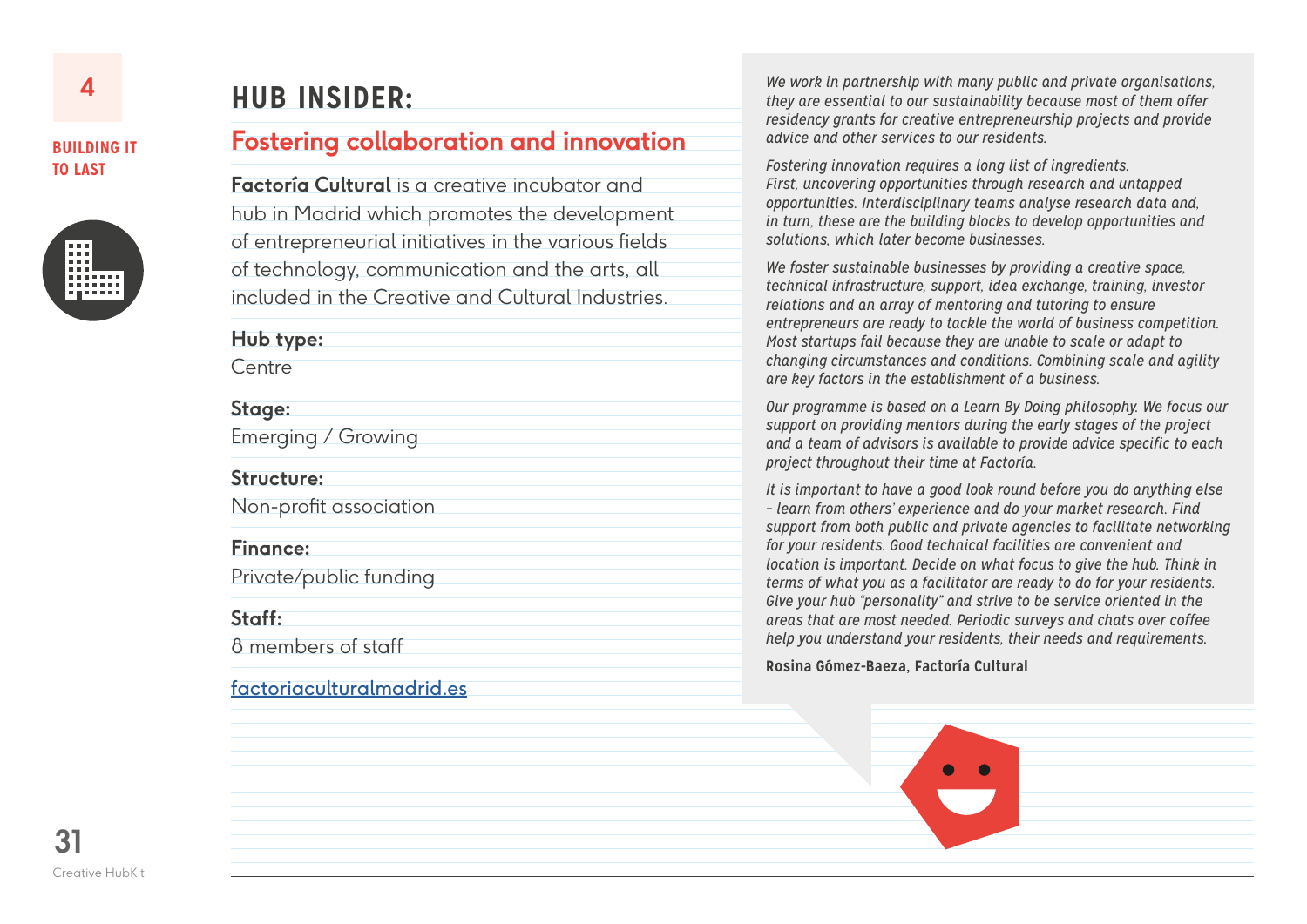# HUB INSIDER:

## Fostering collaboration and innovation

**Factoría Cultural** is a creative incubator and hub in Madrid which promotes the development of entrepreneurial initiatives in the various fields of technology, communication and the arts, all included in the Creative and Cultural Industries.

**Hub type:**
Centre

**Stage:**
Emerging / Growing

**Structure:**
Non-profit association

**Finance:**
Private/public funding

**Staff:**
8 members of staff

[factoriaculturalmadrid.es](http://factoriaculturalmadrid.es)

*We work in partnership with many public and private organisations, they are essential to our sustainability because most of them offer residency grants for creative entrepreneurship projects and provide advice and other services to our residents.*

*Fostering innovation requires a long list of ingredients. First, uncovering opportunities through research and untapped opportunities. Interdisciplinary teams analyse research data and, in turn, these are the building blocks to develop opportunities and solutions, which later become businesses.*

*We foster sustainable businesses by providing a creative space, technical infrastructure, support, idea exchange, training, investor relations and an array of mentoring and tutoring to ensure entrepreneurs are ready to tackle the world of business competition. Most startups fail because they are unable to scale or adapt to changing circumstances and conditions. Combining scale and agility are key factors in the establishment of a business.*

*Our programme is based on a Learn By Doing philosophy. We focus our support on providing mentors during the early stages of the project and a team of advisors is available to provide advice specific to each project throughout their time at Factoría.*

*It is important to have a good look round before you do anything else – learn from others' experience and do your market research. Find support from both public and private agencies to facilitate networking for your residents. Good technical facilities are convenient and location is important. Decide on what focus to give the hub. Think in terms of what you as a facilitator are ready to do for your residents. Give your hub "personality" and strive to be service oriented in the areas that are most needed. Periodic surveys and chats over coffee help you understand your residents, their needs and requirements.*

**Rosina Gómez-Baeza, Factoría Cultural**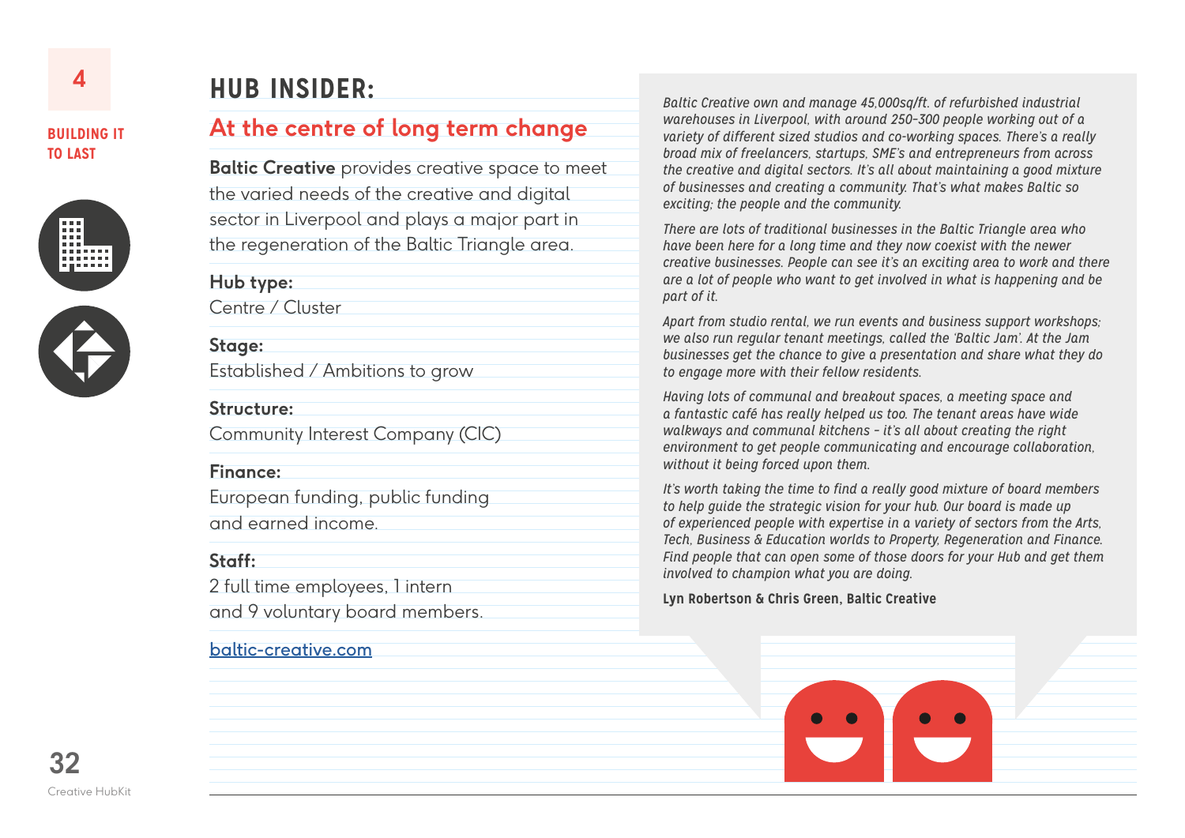# HUB INSIDER:

## At the centre of long term change

**Baltic Creative** provides creative space to meet the varied needs of the creative and digital sector in Liverpool and plays a major part in the regeneration of the Baltic Triangle area.

**Hub type:**
Centre / Cluster

**Stage:**
Established / Ambitions to grow

**Structure:**
Community Interest Company (CIC)

**Finance:**
European funding, public funding and earned income.

**Staff:**
2 full time employees, 1 intern and 9 voluntary board members.

baltic-creative.com

*Baltic Creative own and manage 45,000sq/ft. of refurbished industrial warehouses in Liverpool, with around 250-300 people working out of a variety of different sized studios and co-working spaces. There's a really broad mix of freelancers, startups, SME's and entrepreneurs from across the creative and digital sectors. It's all about maintaining a good mixture of businesses and creating a community. That's what makes Baltic so exciting; the people and the community.*

*There are lots of traditional businesses in the Baltic Triangle area who have been here for a long time and they now coexist with the newer creative businesses. People can see it's an exciting area to work and there are a lot of people who want to get involved in what is happening and be part of it.*

*Apart from studio rental, we run events and business support workshops; we also run regular tenant meetings, called the 'Baltic Jam'. At the Jam businesses get the chance to give a presentation and share what they do to engage more with their fellow residents.*

*Having lots of communal and breakout spaces, a meeting space and a fantastic café has really helped us too. The tenant areas have wide walkways and communal kitchens - it's all about creating the right environment to get people communicating and encourage collaboration, without it being forced upon them.*

*It's worth taking the time to find a really good mixture of board members to help guide the strategic vision for your hub. Our board is made up of experienced people with expertise in a variety of sectors from the Arts, Tech, Business & Education worlds to Property, Regeneration and Finance. Find people that can open some of those doors for your Hub and get them involved to champion what you are doing.*

**Lyn Robertson & Chris Green, Baltic Creative**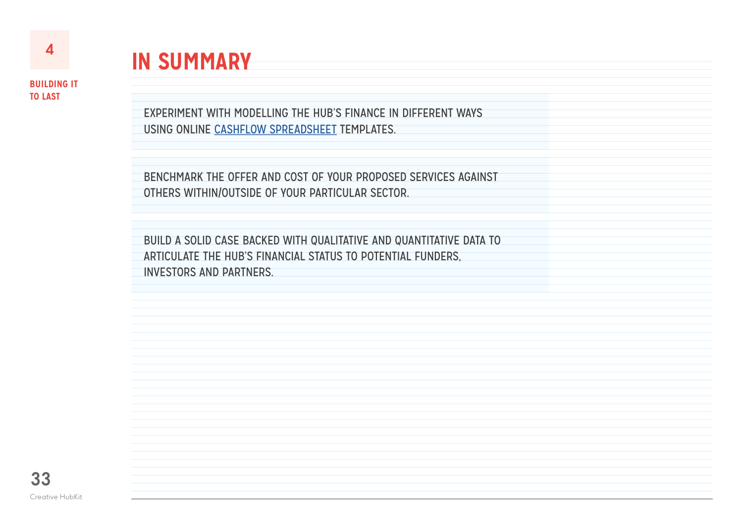# IN SUMMARY

EXPERIMENT WITH MODELLING THE HUB'S FINANCE IN DIFFERENT WAYS USING ONLINE CASHFLOW SPREADSHEET TEMPLATES.

BENCHMARK THE OFFER AND COST OF YOUR PROPOSED SERVICES AGAINST OTHERS WITHIN/OUTSIDE OF YOUR PARTICULAR SECTOR.

BUILD A SOLID CASE BACKED WITH QUALITATIVE AND QUANTITATIVE DATA TO ARTICULATE THE HUB'S FINANCIAL STATUS TO POTENTIAL FUNDERS, INVESTORS AND PARTNERS.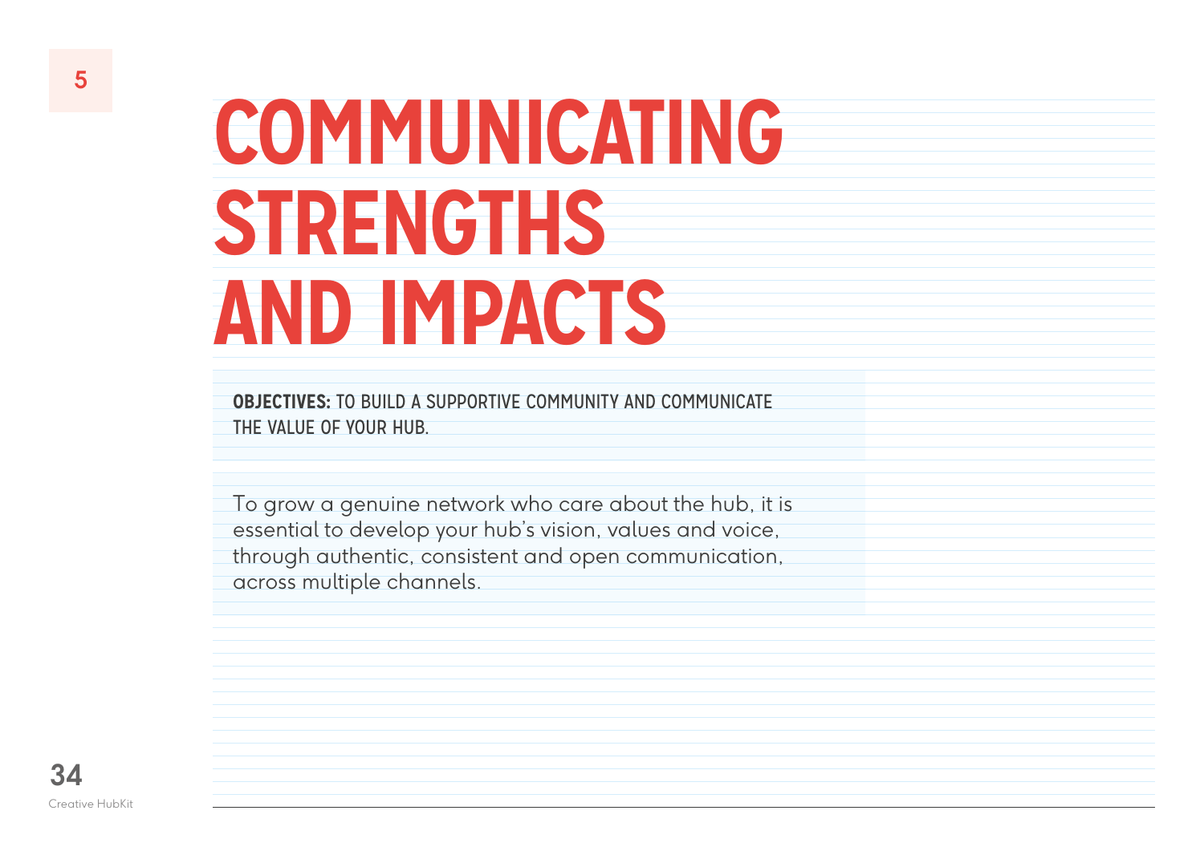5

# COMMUNICATING STRENGTHS AND IMPACTS

**OBJECTIVES:** TO BUILD A SUPPORTIVE COMMUNITY AND COMMUNICATE THE VALUE OF YOUR HUB.

To grow a genuine network who care about the hub, it is essential to develop your hub's vision, values and voice, through authentic, consistent and open communication, across multiple channels.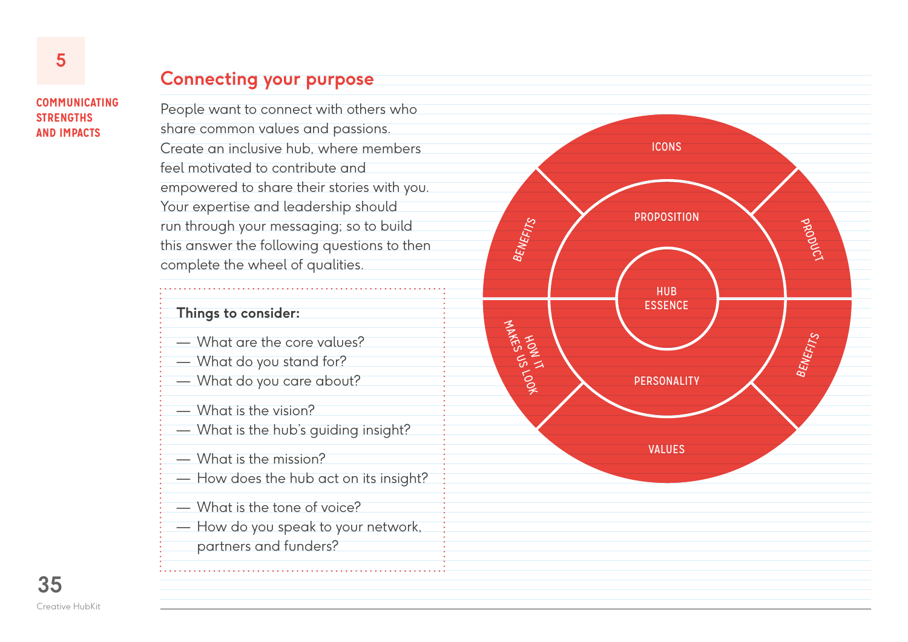COMMUNICATING STRENGTHS AND IMPACTS

## Connecting your purpose

People want to connect with others who share common values and passions. Create an inclusive hub, where members feel motivated to contribute and empowered to share their stories with you. Your expertise and leadership should run through your messaging; so to build this answer the following questions to then complete the wheel of qualities.

**Things to consider:**

— What are the core values?
— What do you stand for?
— What do you care about?

— What is the vision?
— What is the hub's guiding insight?

— What is the mission?
— How does the hub act on its insight?

— What is the tone of voice?
— How do you speak to your network, partners and funders?

ICONS

BENEFITS

PROPOSITION

PRODUCT

HUB ESSENCE

HOW IT MAKES US LOOK

PERSONALITY

BENEFITS

VALUES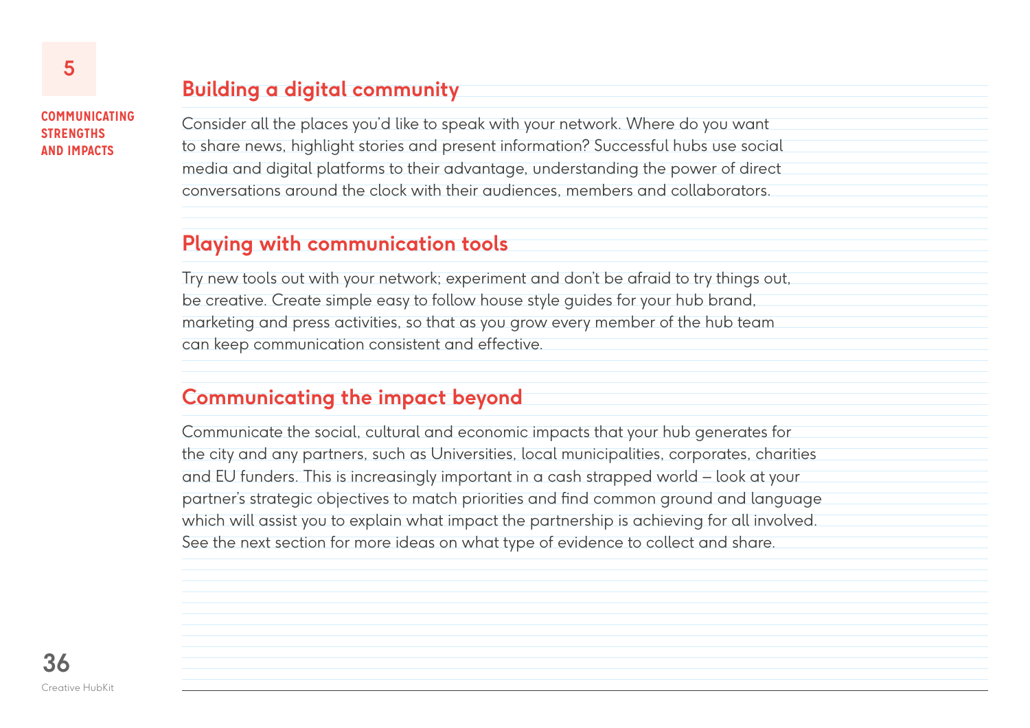## Building a digital community

Consider all the places you'd like to speak with your network. Where do you want to share news, highlight stories and present information? Successful hubs use social media and digital platforms to their advantage, understanding the power of direct conversations around the clock with their audiences, members and collaborators.

## Playing with communication tools

Try new tools out with your network; experiment and don't be afraid to try things out, be creative. Create simple easy to follow house style guides for your hub brand, marketing and press activities, so that as you grow every member of the hub team can keep communication consistent and effective.

## Communicating the impact beyond

Communicate the social, cultural and economic impacts that your hub generates for the city and any partners, such as Universities, local municipalities, corporates, charities and EU funders. This is increasingly important in a cash strapped world – look at your partner's strategic objectives to match priorities and find common ground and language which will assist you to explain what impact the partnership is achieving for all involved. See the next section for more ideas on what type of evidence to collect and share.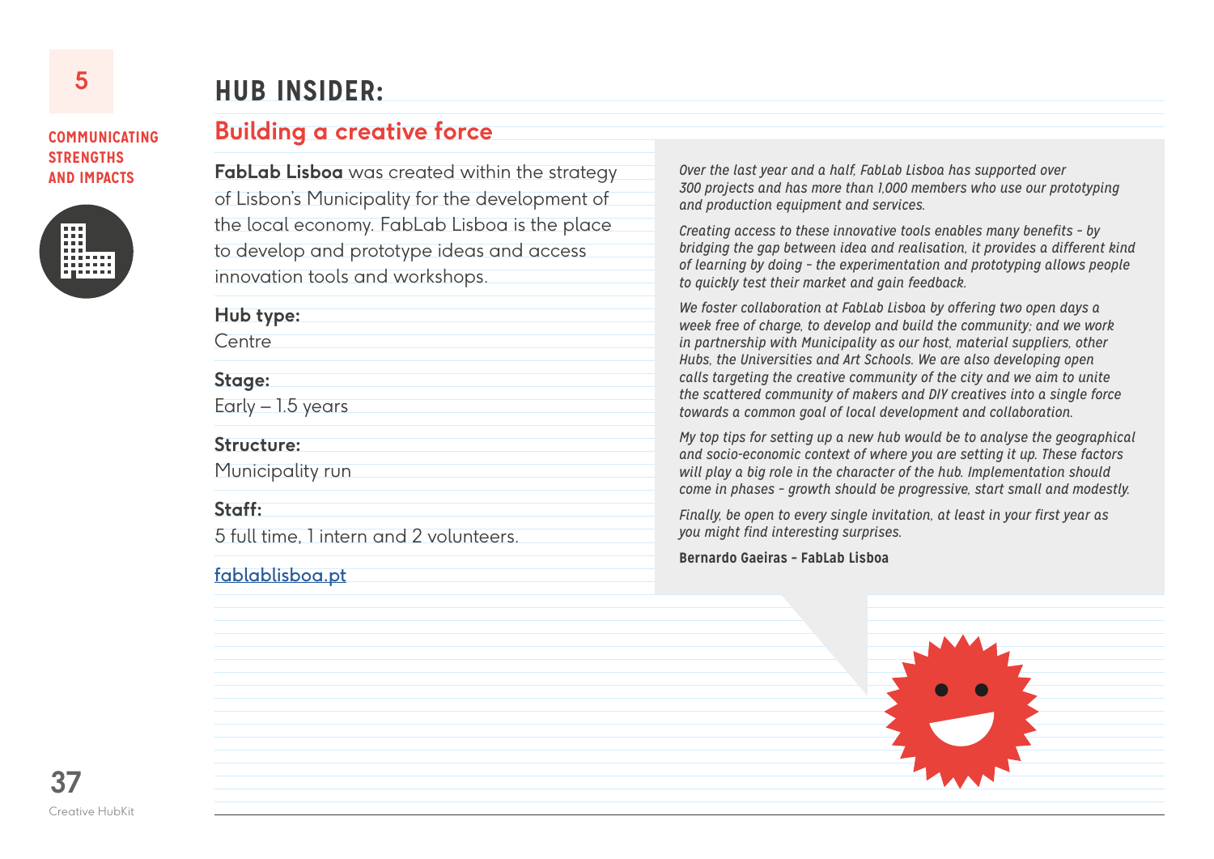# HUB INSIDER:

## Building a creative force

**FabLab Lisboa** was created within the strategy of Lisbon's Municipality for the development of the local economy. FabLab Lisboa is the place to develop and prototype ideas and access innovation tools and workshops.

**Hub type:**
Centre

**Stage:**
Early – 1.5 years

**Structure:**
Municipality run

**Staff:**
5 full time, 1 intern and 2 volunteers.

[fablablisboa.pt](http://fablablisboa.pt)

*Over the last year and a half, FabLab Lisboa has supported over 300 projects and has more than 1,000 members who use our prototyping and production equipment and services.*

*Creating access to these innovative tools enables many benefits - by bridging the gap between idea and realisation, it provides a different kind of learning by doing - the experimentation and prototyping allows people to quickly test their market and gain feedback.*

*We foster collaboration at FabLab Lisboa by offering two open days a week free of charge, to develop and build the community; and we work in partnership with Municipality as our host, material suppliers, other Hubs, the Universities and Art Schools. We are also developing open calls targeting the creative community of the city and we aim to unite the scattered community of makers and DIY creatives into a single force towards a common goal of local development and collaboration.*

*My top tips for setting up a new hub would be to analyse the geographical and socio-economic context of where you are setting it up. These factors will play a big role in the character of the hub. Implementation should come in phases - growth should be progressive, start small and modestly.*

*Finally, be open to every single invitation, at least in your first year as you might find interesting surprises.*

**Bernardo Gaeiras - FabLab Lisboa**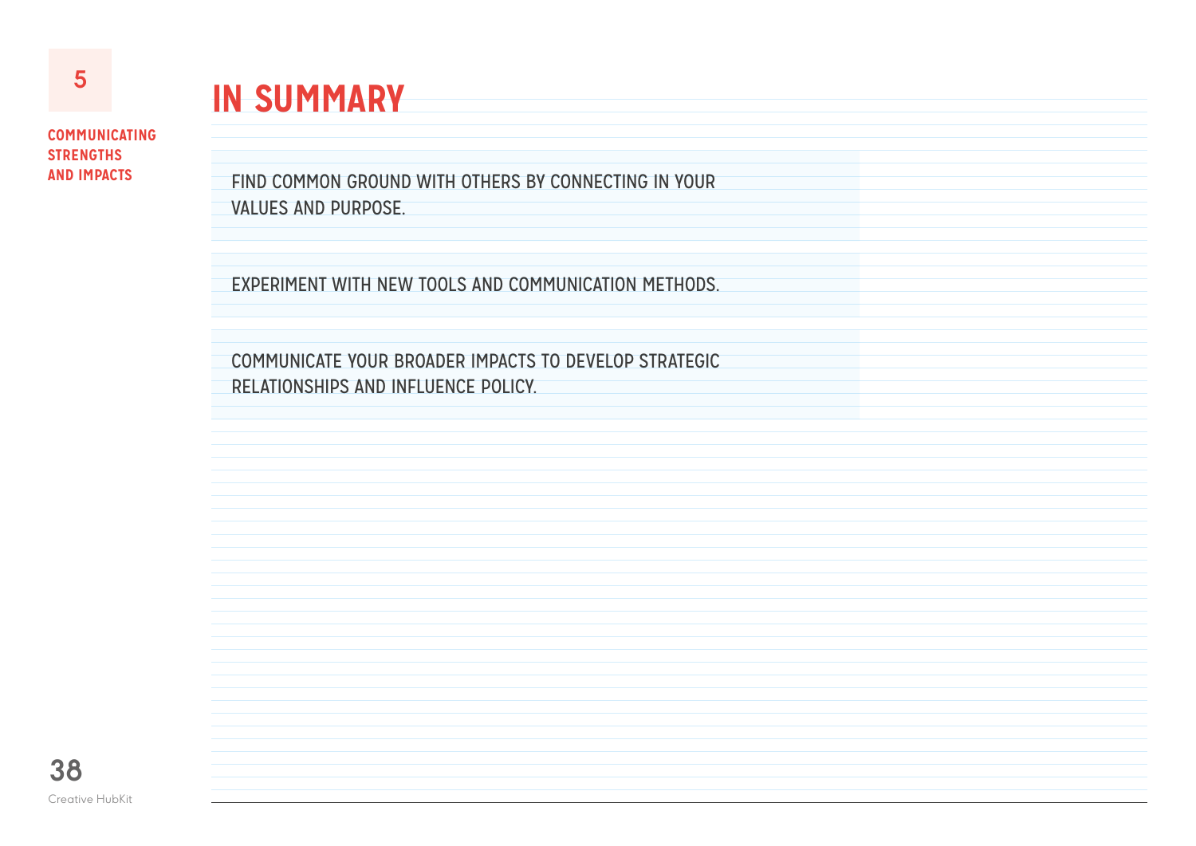# IN SUMMARY

FIND COMMON GROUND WITH OTHERS BY CONNECTING IN YOUR VALUES AND PURPOSE.

EXPERIMENT WITH NEW TOOLS AND COMMUNICATION METHODS.

COMMUNICATE YOUR BROADER IMPACTS TO DEVELOP STRATEGIC RELATIONSHIPS AND INFLUENCE POLICY.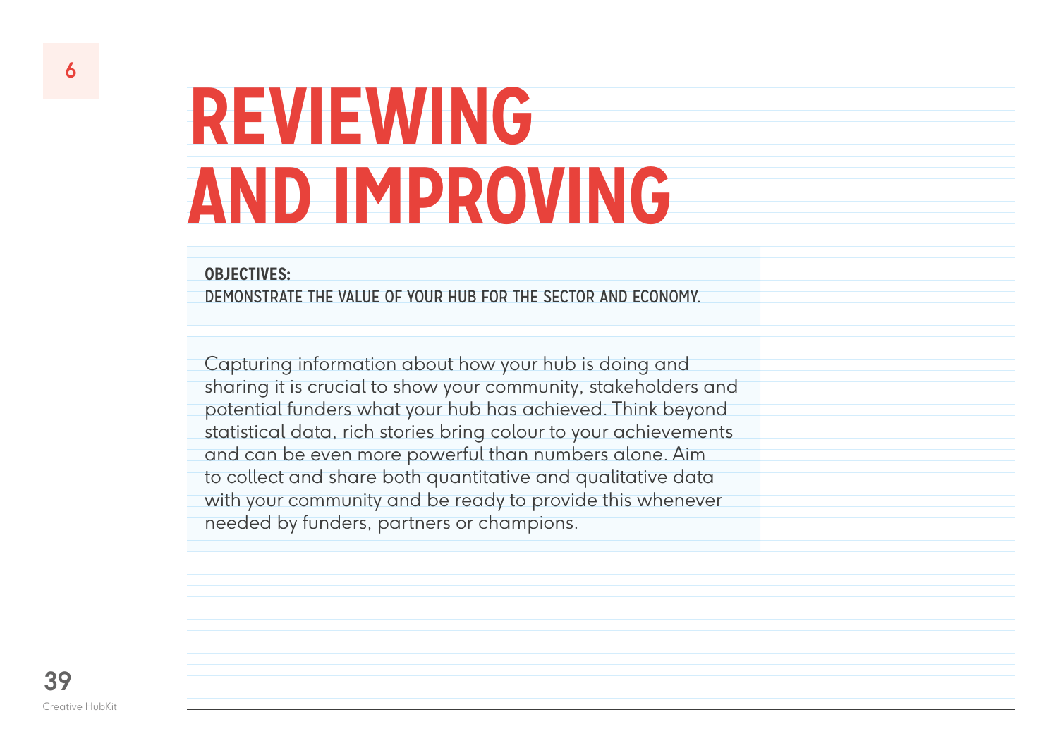# 6 REVIEWING AND IMPROVING

**OBJECTIVES:**
DEMONSTRATE THE VALUE OF YOUR HUB FOR THE SECTOR AND ECONOMY.

Capturing information about how your hub is doing and sharing it is crucial to show your community, stakeholders and potential funders what your hub has achieved. Think beyond statistical data, rich stories bring colour to your achievements and can be even more powerful than numbers alone. Aim to collect and share both quantitative and qualitative data with your community and be ready to provide this whenever needed by funders, partners or champions.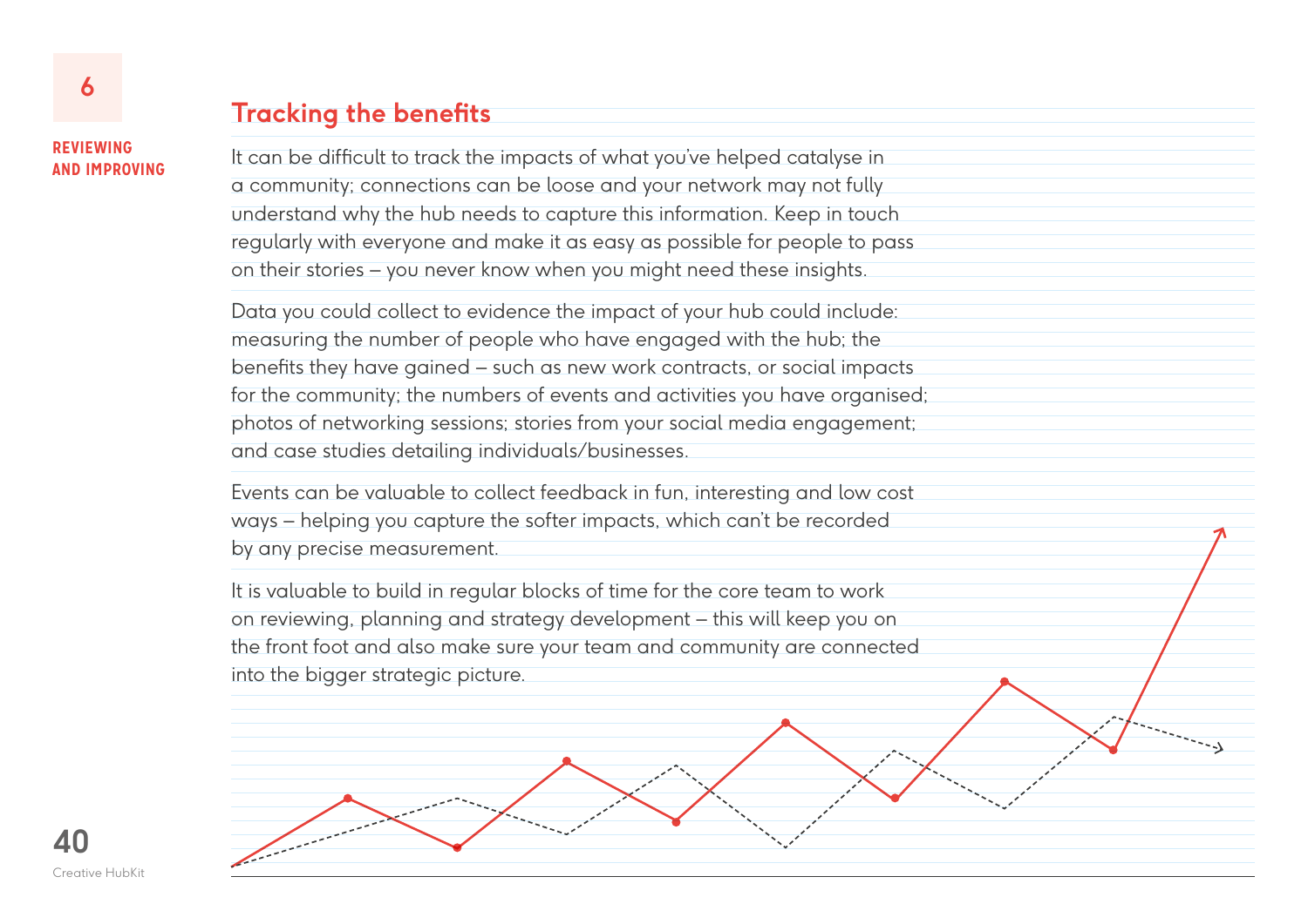## Tracking the benefits

It can be difficult to track the impacts of what you've helped catalyse in a community; connections can be loose and your network may not fully understand why the hub needs to capture this information. Keep in touch regularly with everyone and make it as easy as possible for people to pass on their stories – you never know when you might need these insights.

Data you could collect to evidence the impact of your hub could include: measuring the number of people who have engaged with the hub; the benefits they have gained – such as new work contracts, or social impacts for the community; the numbers of events and activities you have organised; photos of networking sessions; stories from your social media engagement; and case studies detailing individuals/businesses.

Events can be valuable to collect feedback in fun, interesting and low cost ways – helping you capture the softer impacts, which can't be recorded by any precise measurement.

It is valuable to build in regular blocks of time for the core team to work on reviewing, planning and strategy development – this will keep you on the front foot and also make sure your team and community are connected into the bigger strategic picture.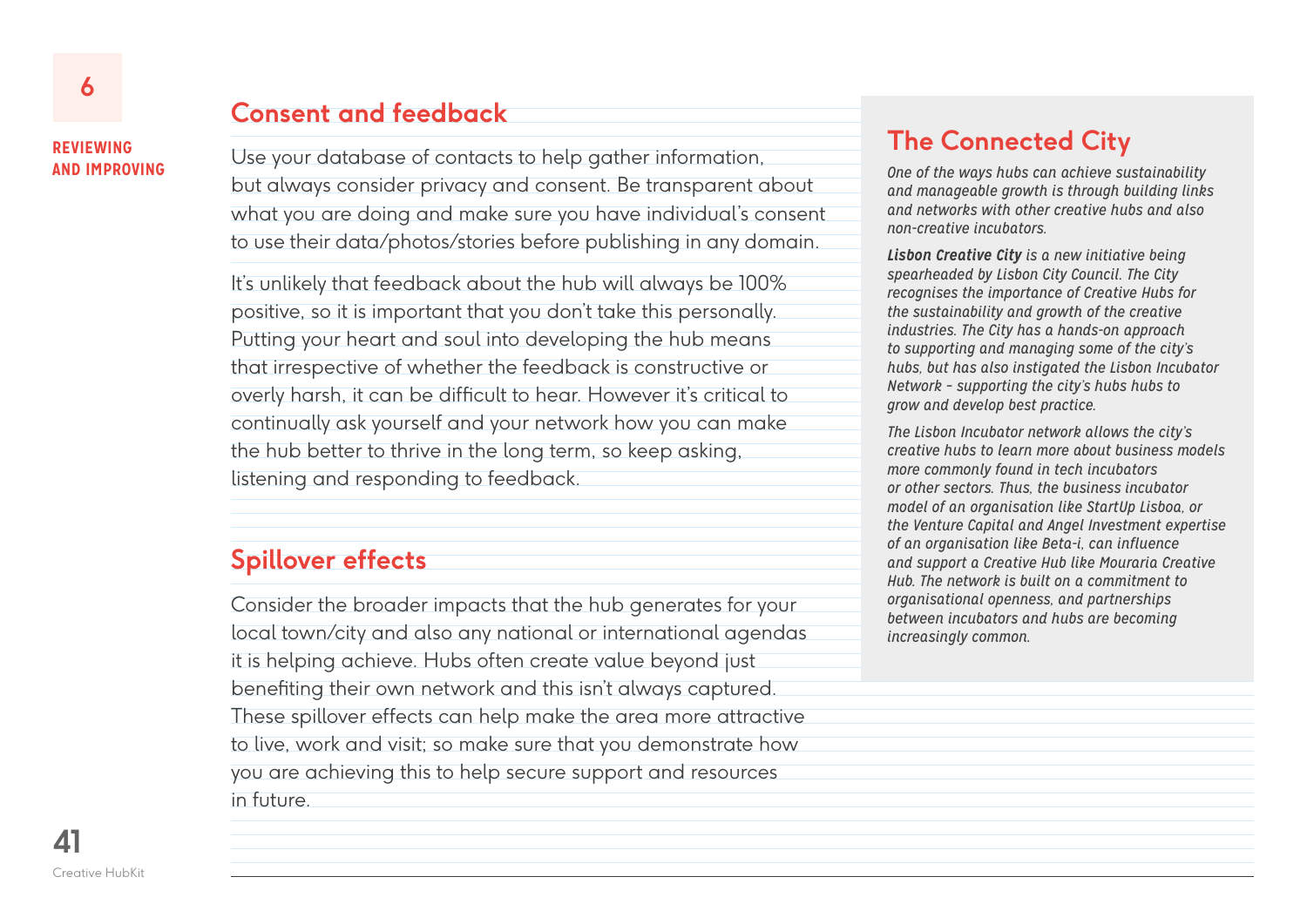## Consent and feedback

Use your database of contacts to help gather information, but always consider privacy and consent. Be transparent about what you are doing and make sure you have individual's consent to use their data/photos/stories before publishing in any domain.

It's unlikely that feedback about the hub will always be 100% positive, so it is important that you don't take this personally. Putting your heart and soul into developing the hub means that irrespective of whether the feedback is constructive or overly harsh, it can be difficult to hear. However it's critical to continually ask yourself and your network how you can make the hub better to thrive in the long term, so keep asking, listening and responding to feedback.

## Spillover effects

Consider the broader impacts that the hub generates for your local town/city and also any national or international agendas it is helping achieve. Hubs often create value beyond just benefiting their own network and this isn't always captured. These spillover effects can help make the area more attractive to live, work and visit; so make sure that you demonstrate how you are achieving this to help secure support and resources in future.

## The Connected City

*One of the ways hubs can achieve sustainability and manageable growth is through building links and networks with other creative hubs and also non-creative incubators.*

***Lisbon Creative City*** *is a new initiative being spearheaded by Lisbon City Council. The City recognises the importance of Creative Hubs for the sustainability and growth of the creative industries. The City has a hands-on approach to supporting and managing some of the city's hubs, but has also instigated the Lisbon Incubator Network - supporting the city's hubs hubs to grow and develop best practice.*

*The Lisbon Incubator network allows the city's creative hubs to learn more about business models more commonly found in tech incubators or other sectors. Thus, the business incubator model of an organisation like StartUp Lisboa, or the Venture Capital and Angel Investment expertise of an organisation like Beta-i, can influence and support a Creative Hub like Mouraria Creative Hub. The network is built on a commitment to organisational openness, and partnerships between incubators and hubs are becoming increasingly common.*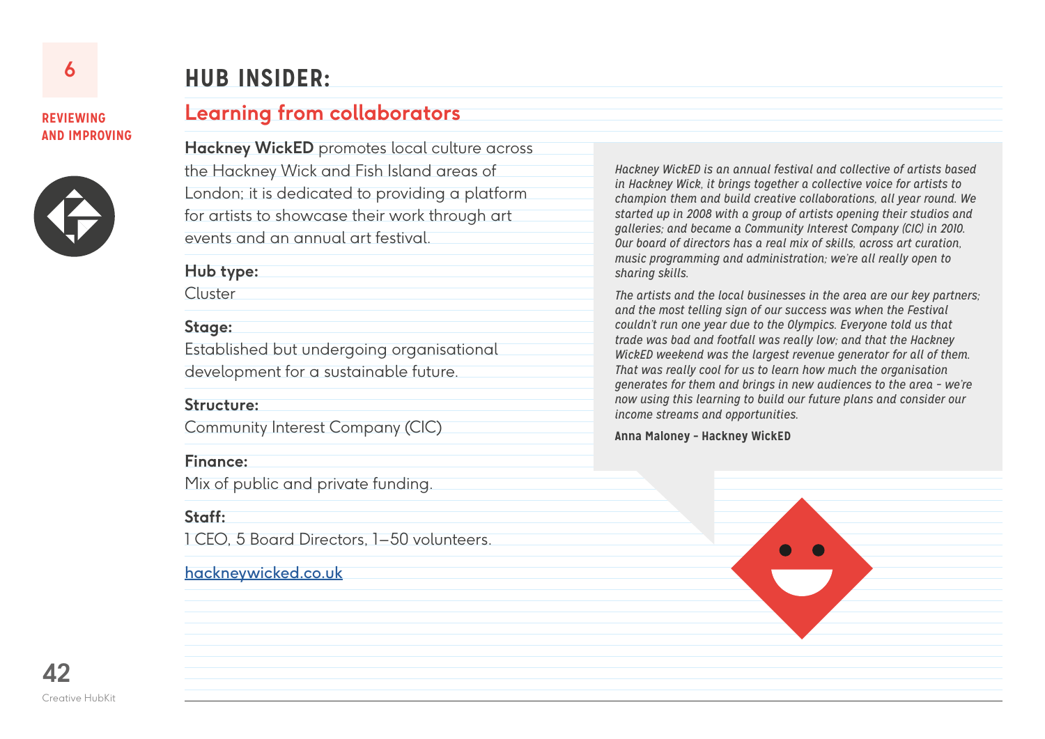# HUB INSIDER:

## Learning from collaborators

**Hackney WickED** promotes local culture across the Hackney Wick and Fish Island areas of London; it is dedicated to providing a platform for artists to showcase their work through art events and an annual art festival.

**Hub type:**
Cluster

**Stage:**
Established but undergoing organisational development for a sustainable future.

**Structure:**
Community Interest Company (CIC)

**Finance:**
Mix of public and private funding.

**Staff:**
1 CEO, 5 Board Directors, 1–50 volunteers.

[hackneywicked.co.uk](http://hackneywicked.co.uk)

*Hackney WickED is an annual festival and collective of artists based in Hackney Wick, it brings together a collective voice for artists to champion them and build creative collaborations, all year round. We started up in 2008 with a group of artists opening their studios and galleries; and became a Community Interest Company (CIC) in 2010. Our board of directors has a real mix of skills, across art curation, music programming and administration; we're all really open to sharing skills.*

*The artists and the local businesses in the area are our key partners; and the most telling sign of our success was when the Festival couldn't run one year due to the Olympics. Everyone told us that trade was bad and footfall was really low; and that the Hackney WickED weekend was the largest revenue generator for all of them. That was really cool for us to learn how much the organisation generates for them and brings in new audiences to the area – we're now using this learning to build our future plans and consider our income streams and opportunities.*

**Anna Maloney – Hackney WickED**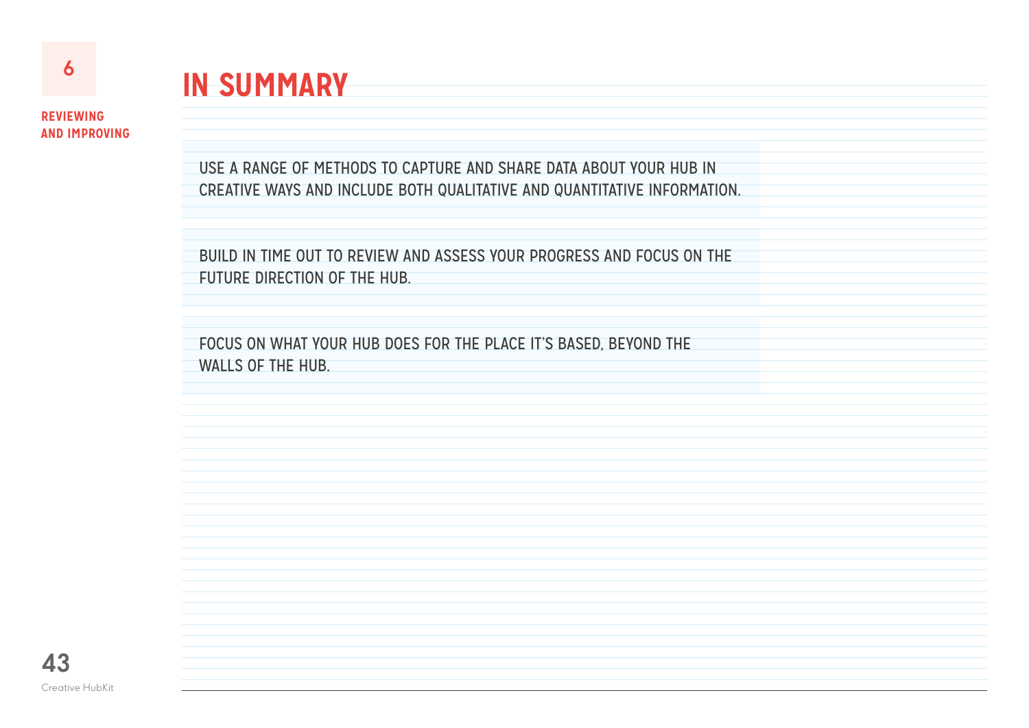# IN SUMMARY

USE A RANGE OF METHODS TO CAPTURE AND SHARE DATA ABOUT YOUR HUB IN CREATIVE WAYS AND INCLUDE BOTH QUALITATIVE AND QUANTITATIVE INFORMATION.

BUILD IN TIME OUT TO REVIEW AND ASSESS YOUR PROGRESS AND FOCUS ON THE FUTURE DIRECTION OF THE HUB.

FOCUS ON WHAT YOUR HUB DOES FOR THE PLACE IT'S BASED, BEYOND THE WALLS OF THE HUB.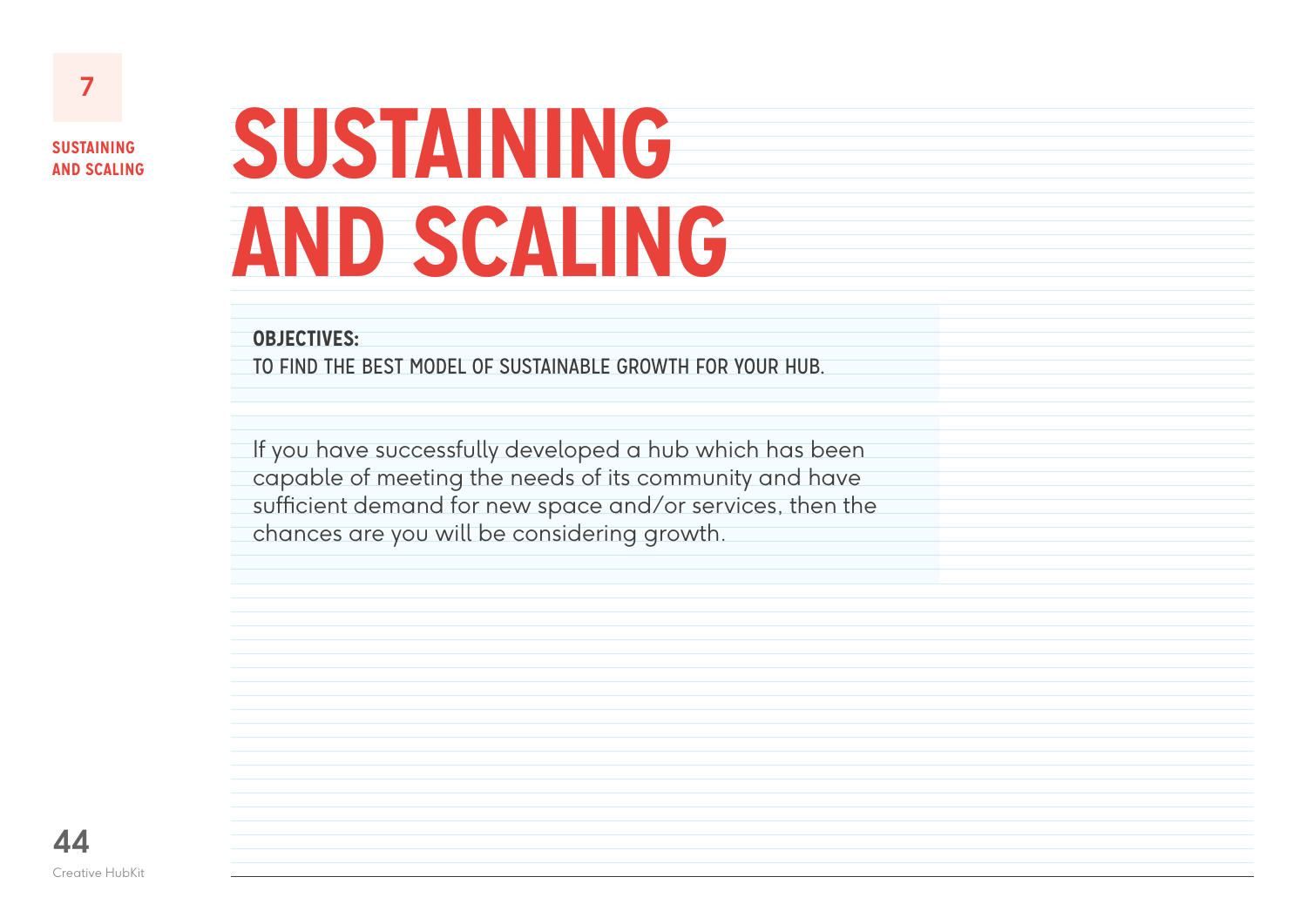# SUSTAINING AND SCALING

**OBJECTIVES:**
TO FIND THE BEST MODEL OF SUSTAINABLE GROWTH FOR YOUR HUB.

If you have successfully developed a hub which has been capable of meeting the needs of its community and have sufficient demand for new space and/or services, then the chances are you will be considering growth.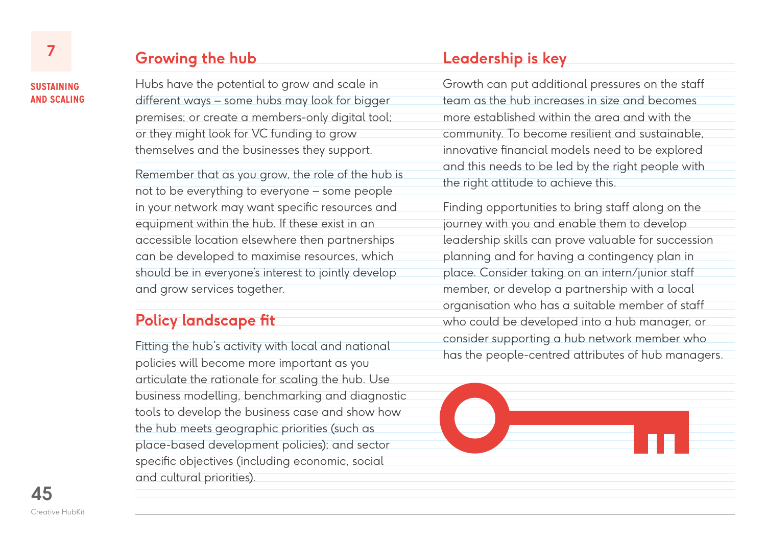## Growing the hub

Hubs have the potential to grow and scale in different ways – some hubs may look for bigger premises; or create a members-only digital tool; or they might look for VC funding to grow themselves and the businesses they support.

Remember that as you grow, the role of the hub is not to be everything to everyone – some people in your network may want specific resources and equipment within the hub. If these exist in an accessible location elsewhere then partnerships can be developed to maximise resources, which should be in everyone's interest to jointly develop and grow services together.

## Policy landscape fit

Fitting the hub's activity with local and national policies will become more important as you articulate the rationale for scaling the hub. Use business modelling, benchmarking and diagnostic tools to develop the business case and show how the hub meets geographic priorities (such as place-based development policies); and sector specific objectives (including economic, social and cultural priorities).

## Leadership is key

Growth can put additional pressures on the staff team as the hub increases in size and becomes more established within the area and with the community. To become resilient and sustainable, innovative financial models need to be explored and this needs to be led by the right people with the right attitude to achieve this.

Finding opportunities to bring staff along on the journey with you and enable them to develop leadership skills can prove valuable for succession planning and for having a contingency plan in place. Consider taking on an intern/junior staff member, or develop a partnership with a local organisation who has a suitable member of staff who could be developed into a hub manager, or consider supporting a hub network member who has the people-centred attributes of hub managers.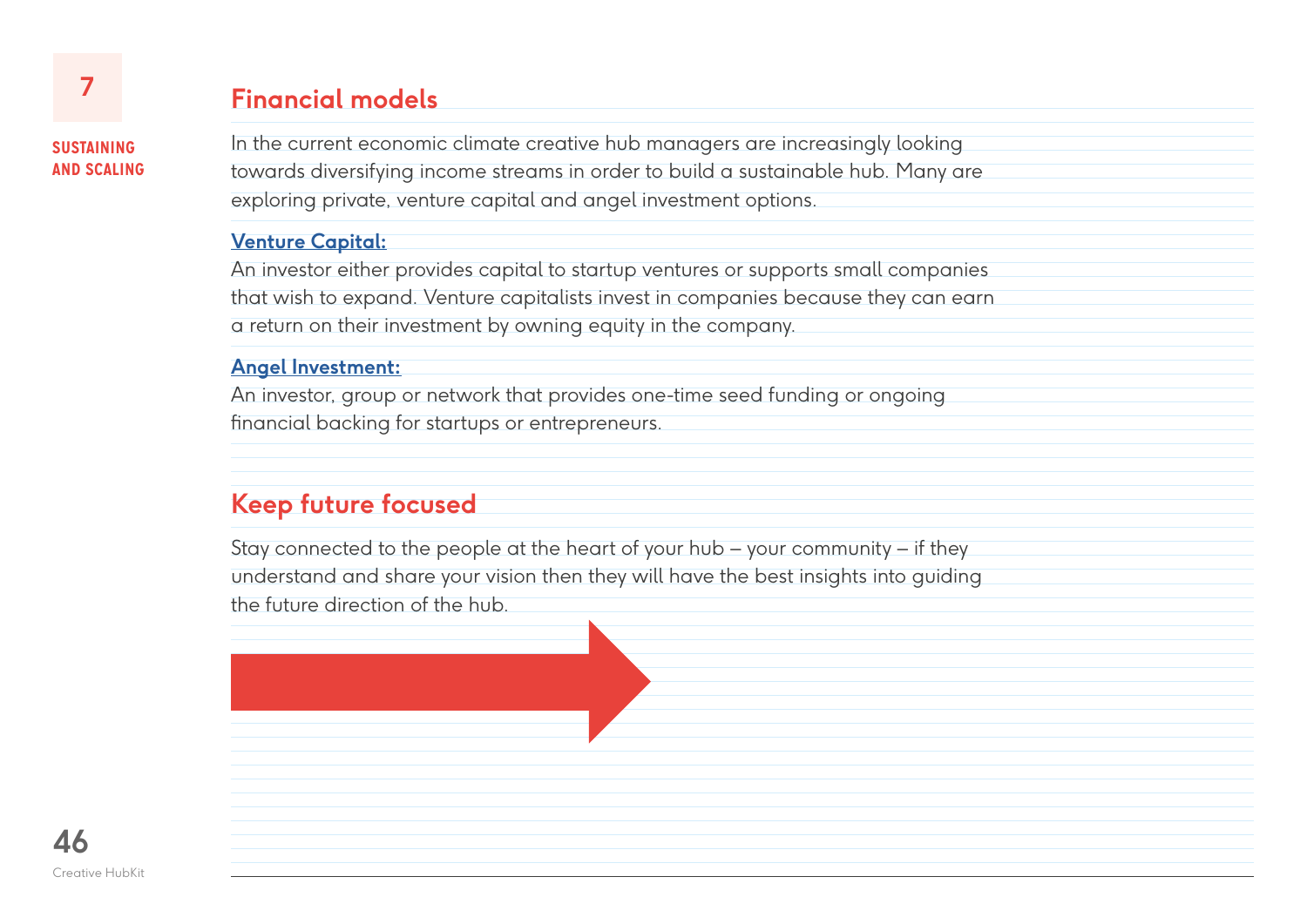## Financial models

In the current economic climate creative hub managers are increasingly looking towards diversifying income streams in order to build a sustainable hub. Many are exploring private, venture capital and angel investment options.

**Venture Capital:**
An investor either provides capital to startup ventures or supports small companies that wish to expand. Venture capitalists invest in companies because they can earn a return on their investment by owning equity in the company.

**Angel Investment:**
An investor, group or network that provides one-time seed funding or ongoing financial backing for startups or entrepreneurs.

## Keep future focused

Stay connected to the people at the heart of your hub – your community – if they understand and share your vision then they will have the best insights into guiding the future direction of the hub.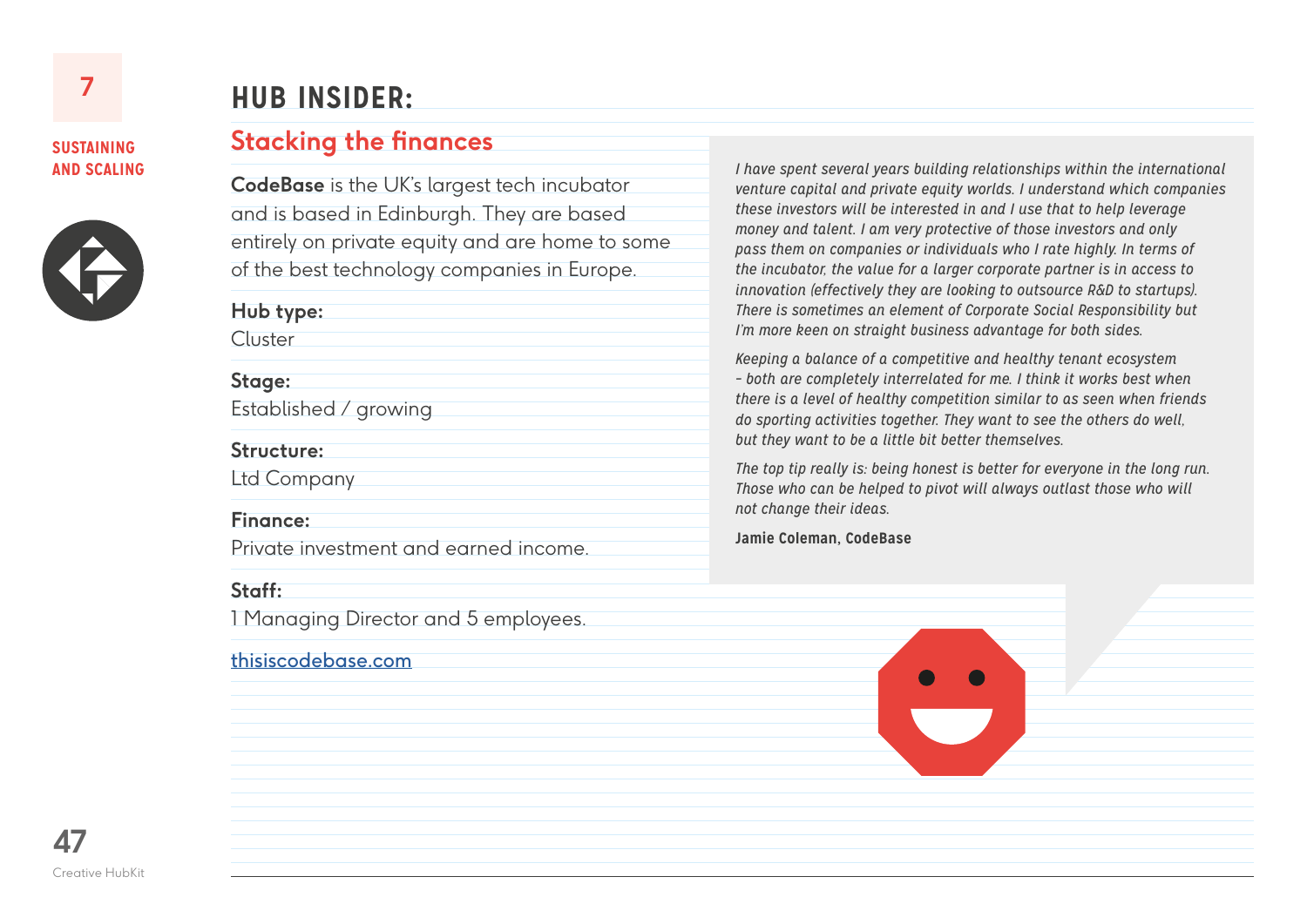# HUB INSIDER:

## Stacking the finances

**CodeBase** is the UK's largest tech incubator and is based in Edinburgh. They are based entirely on private equity and are home to some of the best technology companies in Europe.

**Hub type:**
Cluster

**Stage:**
Established / growing

**Structure:**
Ltd Company

**Finance:**
Private investment and earned income.

**Staff:**
1 Managing Director and 5 employees.

[thisiscodebase.com](thisiscodebase.com)

*I have spent several years building relationships within the international venture capital and private equity worlds. I understand which companies these investors will be interested in and I use that to help leverage money and talent. I am very protective of those investors and only pass them on companies or individuals who I rate highly. In terms of the incubator, the value for a larger corporate partner is in access to innovation (effectively they are looking to outsource R&D to startups). There is sometimes an element of Corporate Social Responsibility but I'm more keen on straight business advantage for both sides.*

*Keeping a balance of a competitive and healthy tenant ecosystem – both are completely interrelated for me. I think it works best when there is a level of healthy competition similar to as seen when friends do sporting activities together. They want to see the others do well, but they want to be a little bit better themselves.*

*The top tip really is: being honest is better for everyone in the long run. Those who can be helped to pivot will always outlast those who will not change their ideas.*

**Jamie Coleman, CodeBase**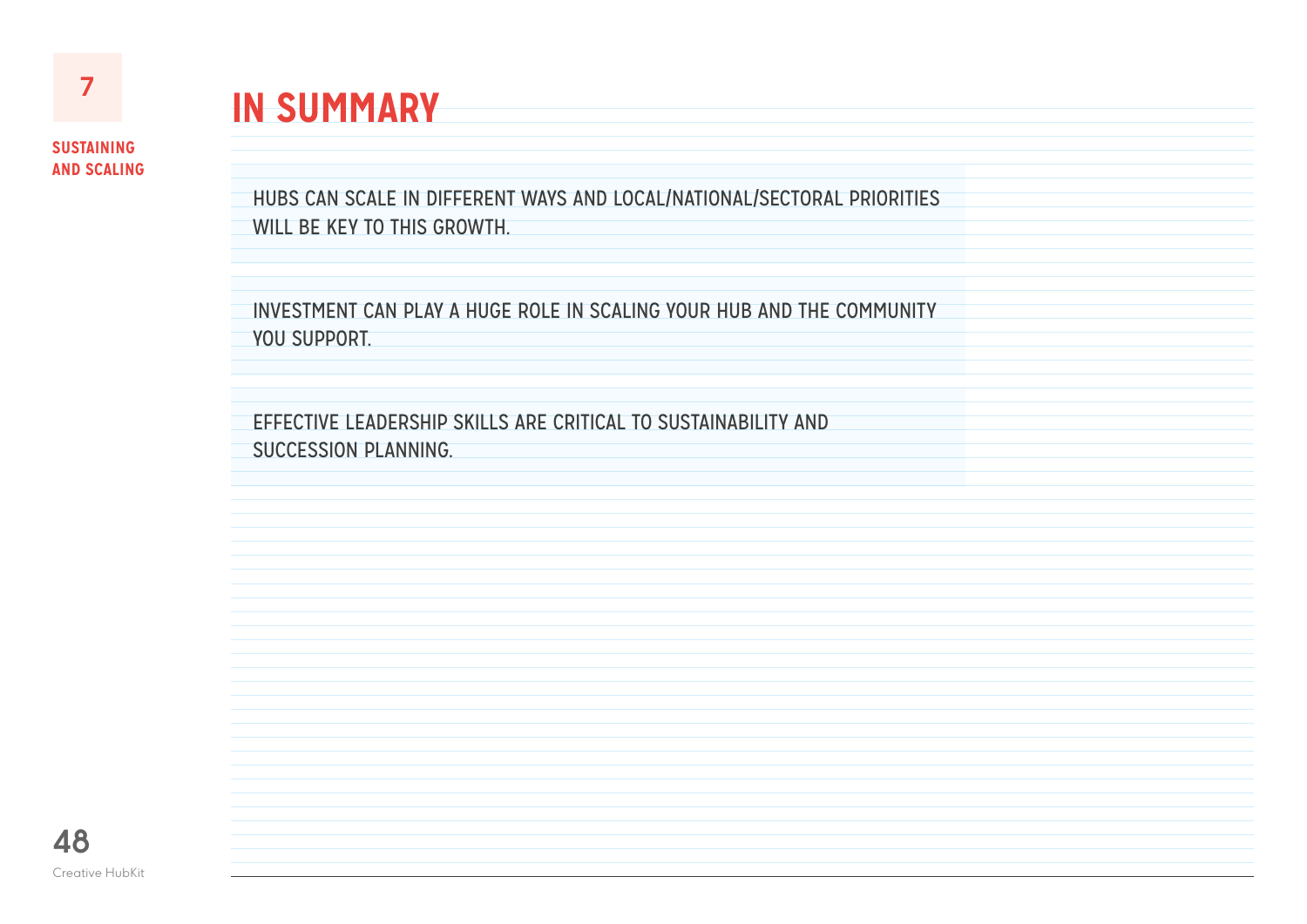# IN SUMMARY

HUBS CAN SCALE IN DIFFERENT WAYS AND LOCAL/NATIONAL/SECTORAL PRIORITIES WILL BE KEY TO THIS GROWTH.

INVESTMENT CAN PLAY A HUGE ROLE IN SCALING YOUR HUB AND THE COMMUNITY YOU SUPPORT.

EFFECTIVE LEADERSHIP SKILLS ARE CRITICAL TO SUSTAINABILITY AND SUCCESSION PLANNING.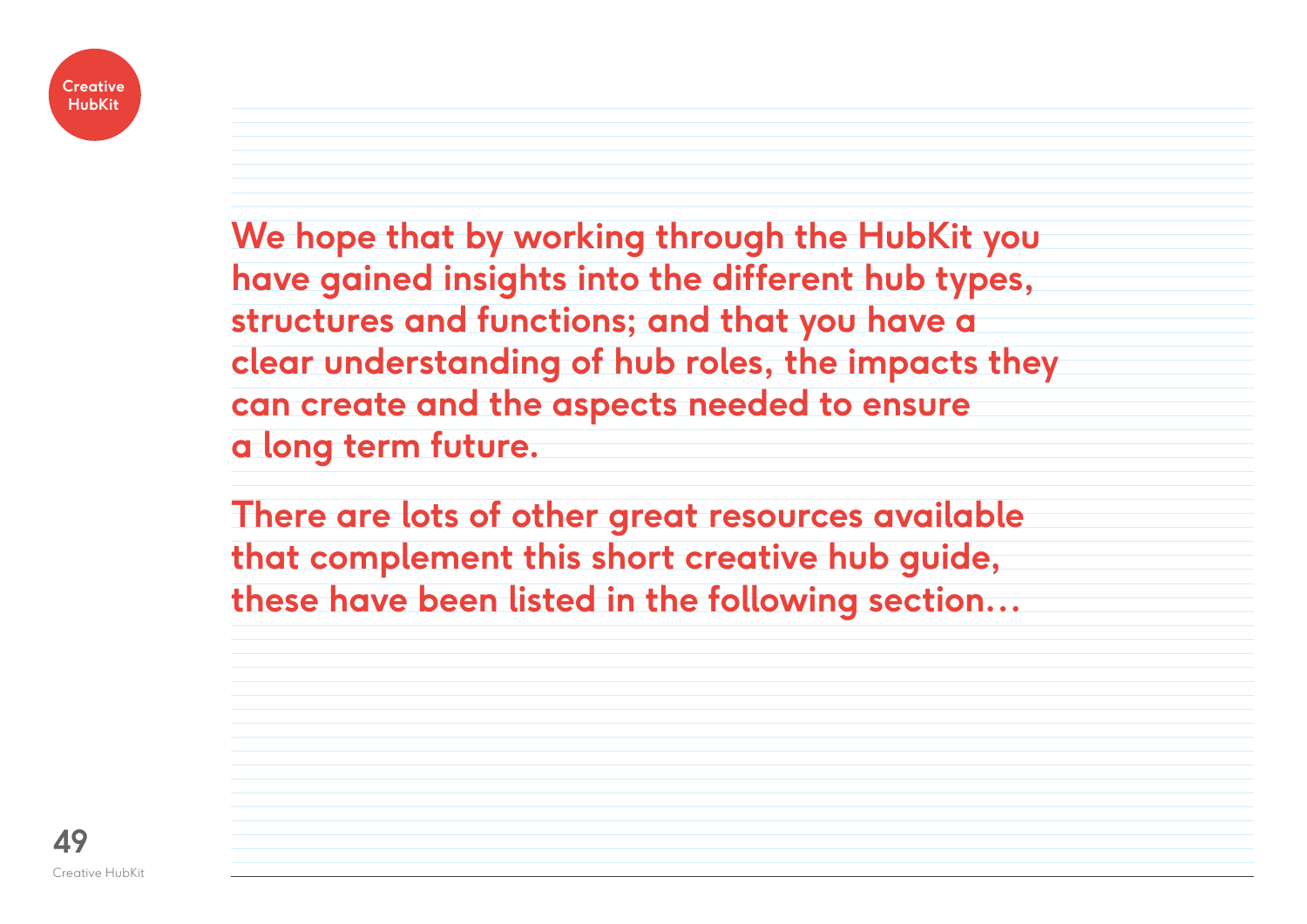**We hope that by working through the HubKit you have gained insights into the different hub types, structures and functions; and that you have a clear understanding of hub roles, the impacts they can create and the aspects needed to ensure a long term future.**

**There are lots of other great resources available that complement this short creative hub guide, these have been listed in the following section…**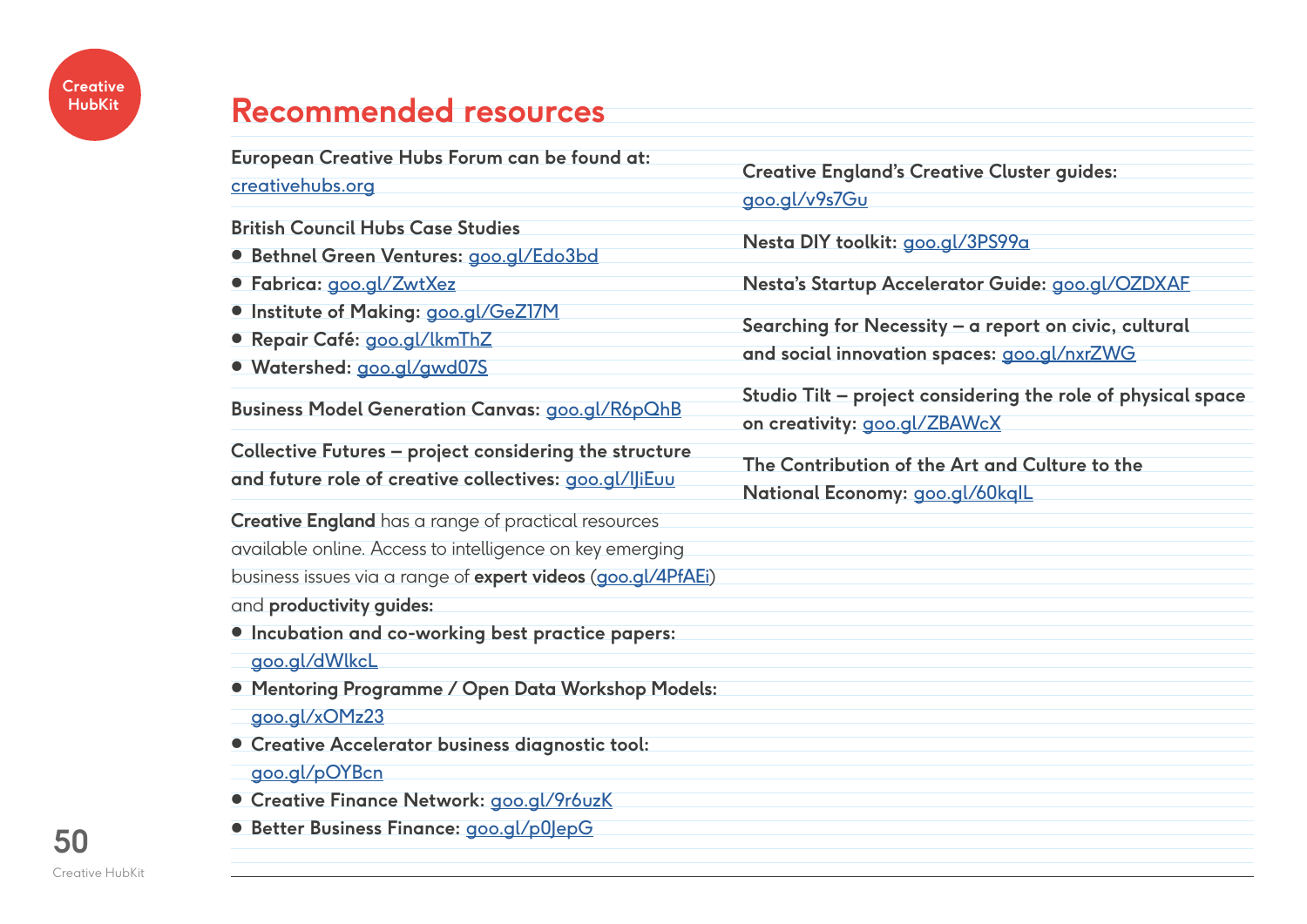# Recommended resources

**European Creative Hubs Forum can be found at:**
creativehubs.org

**British Council Hubs Case Studies**

- **Bethnel Green Ventures:** goo.gl/Edo3bd
- **Fabrica:** goo.gl/ZwtXez
- **Institute of Making:** goo.gl/GeZ17M
- **Repair Café:** goo.gl/lkmThZ
- **Watershed:** goo.gl/gwd07S

**Business Model Generation Canvas:** goo.gl/R6pQhB

**Collective Futures – project considering the structure and future role of creative collectives:** goo.gl/IJiEuu

**Creative England** has a range of practical resources available online. Access to intelligence on key emerging business issues via a range of **expert videos** (goo.gl/4PfAEi) and **productivity guides:**

- **Incubation and co-working best practice papers:** goo.gl/dWlkcL
- **Mentoring Programme / Open Data Workshop Models:** goo.gl/xOMz23
- **Creative Accelerator business diagnostic tool:** goo.gl/pOYBcn
- **Creative Finance Network:** goo.gl/9r6uzK
- **Better Business Finance:** goo.gl/p0JepG

**Creative England's Creative Cluster guides:** goo.gl/v9s7Gu

**Nesta DIY toolkit:** goo.gl/3PS99a

**Nesta's Startup Accelerator Guide:** goo.gl/OZDXAF

**Searching for Necessity – a report on civic, cultural and social innovation spaces:** goo.gl/nxrZWG

**Studio Tilt – project considering the role of physical space on creativity:** goo.gl/ZBAWcX

**The Contribution of the Art and Culture to the National Economy:** goo.gl/60kqIL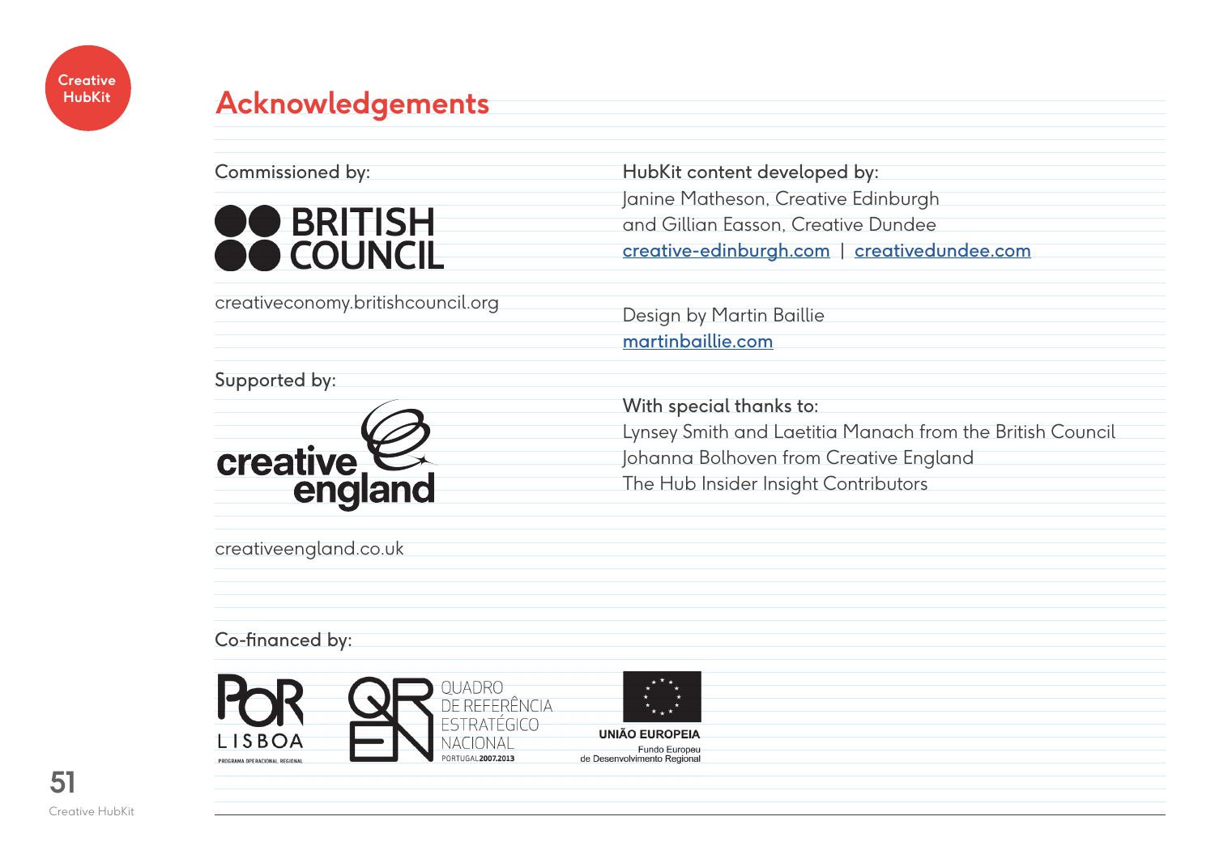# Acknowledgements

Commissioned by:

BRITISH COUNCIL

creativeconomy.britishcouncil.org

Supported by:

creative england

creativeengland.co.uk

HubKit content developed by:
Janine Matheson, Creative Edinburgh
and Gillian Easson, Creative Dundee
creative-edinburgh.com | creativedundee.com

Design by Martin Baillie
martinbaillie.com

With special thanks to:
Lynsey Smith and Laetitia Manach from the British Council
Johanna Bolhoven from Creative England
The Hub Insider Insight Contributors

Co-financed by:

POR LISBOA
PROGRAMA OPERACIONAL REGIONAL

QREN
QUADRO DE REFERÊNCIA ESTRATÉGICO NACIONAL
PORTUGAL 2007.2013

UNIÃO EUROPEIA
Fundo Europeu de Desenvolvimento Regional